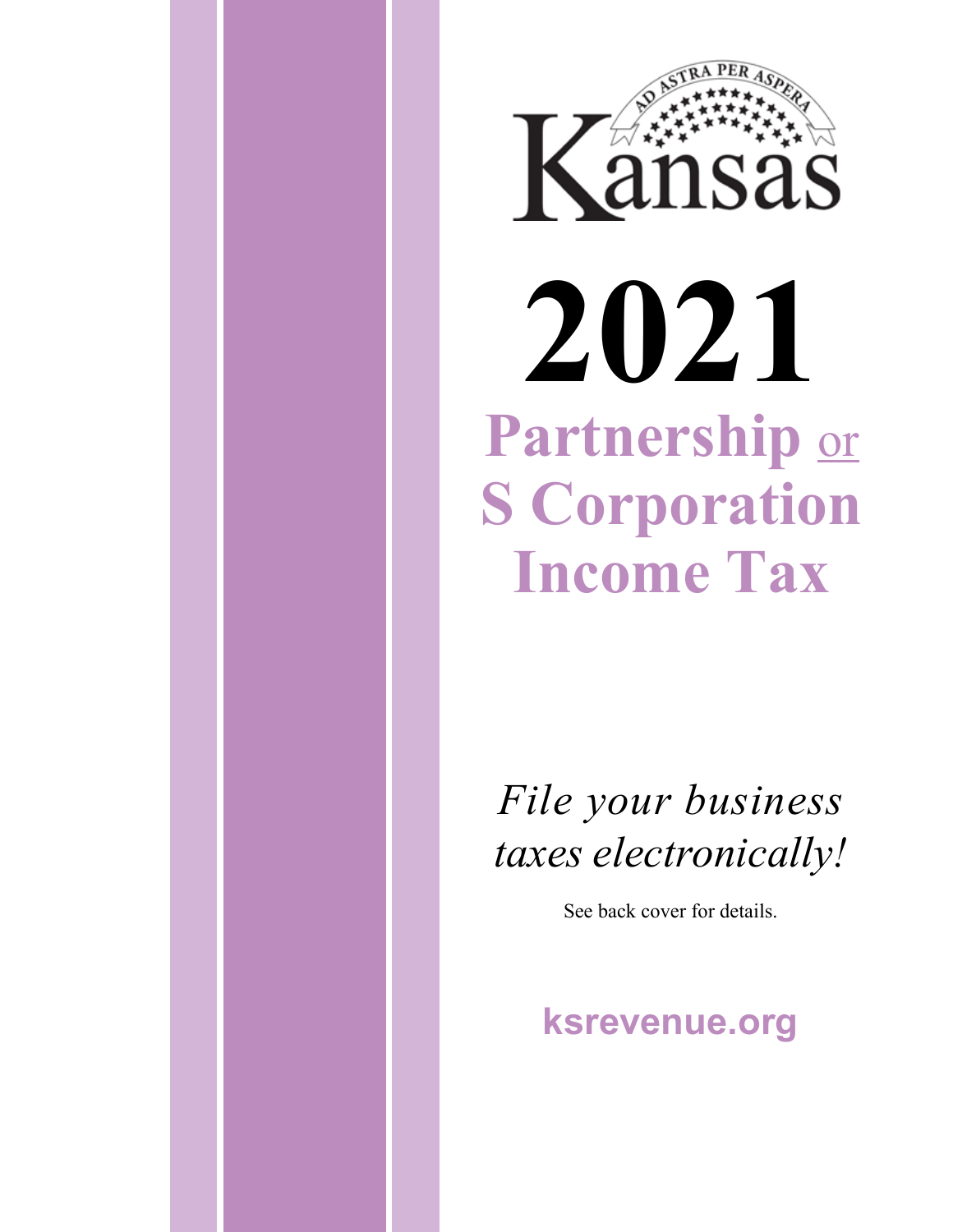Kansas

AD ASTRA PER ASPERA

# 2021

# Partnership or S Corporation Income Tax

*File your business taxes electronically!*

See back cover for details.

**ksrevenue.org**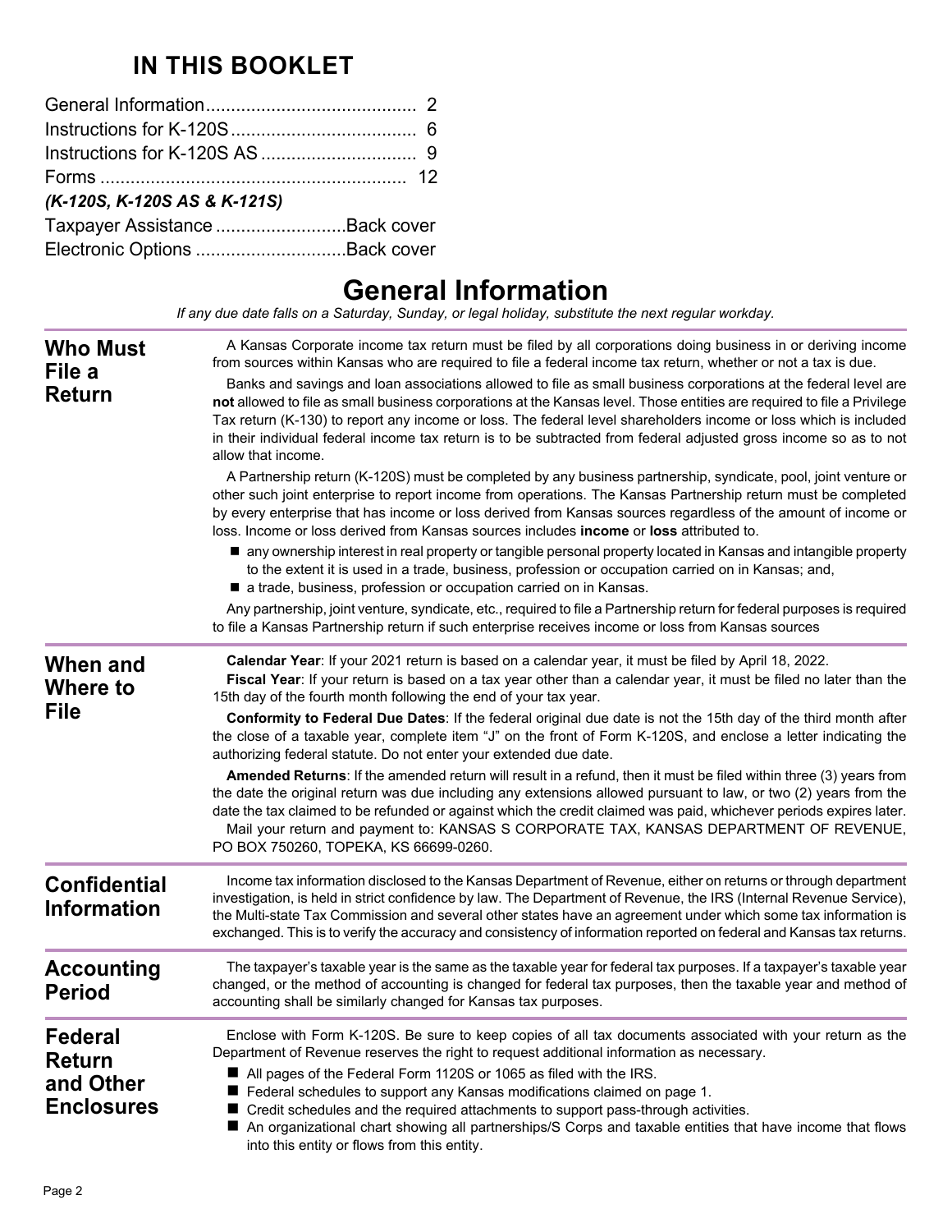## IN THIS BOOKLET

| | |
|---|---|
| General Information | 2 |
| Instructions for K-120S | 6 |
| Instructions for K-120S AS | 9 |
| Forms | 12 |
| *(K-120S, K-120S AS & K-121S)* | |
| Taxpayer Assistance | Back cover |
| Electronic Options | Back cover |

# General Information

*If any due date falls on a Saturday, Sunday, or legal holiday, substitute the next regular workday.*

## Who Must File a Return

A Kansas Corporate income tax return must be filed by all corporations doing business in or deriving income from sources within Kansas who are required to file a federal income tax return, whether or not a tax is due.

Banks and savings and loan associations allowed to file as small business corporations at the federal level are **not** allowed to file as small business corporations at the Kansas level. Those entities are required to file a Privilege Tax return (K-130) to report any income or loss. The federal level shareholders income or loss which is included in their individual federal income tax return is to be subtracted from federal adjusted gross income so as to not allow that income.

A Partnership return (K-120S) must be completed by any business partnership, syndicate, pool, joint venture or other such joint enterprise to report income from operations. The Kansas Partnership return must be completed by every enterprise that has income or loss derived from Kansas sources regardless of the amount of income or loss. Income or loss derived from Kansas sources includes **income** or **loss** attributed to.

- any ownership interest in real property or tangible personal property located in Kansas and intangible property to the extent it is used in a trade, business, profession or occupation carried on in Kansas; and,
- a trade, business, profession or occupation carried on in Kansas.

Any partnership, joint venture, syndicate, etc., required to file a Partnership return for federal purposes is required to file a Kansas Partnership return if such enterprise receives income or loss from Kansas sources

## When and Where to File

**Calendar Year**: If your 2021 return is based on a calendar year, it must be filed by April 18, 2022.

**Fiscal Year**: If your return is based on a tax year other than a calendar year, it must be filed no later than the 15th day of the fourth month following the end of your tax year.

**Conformity to Federal Due Dates**: If the federal original due date is not the 15th day of the third month after the close of a taxable year, complete item "J" on the front of Form K-120S, and enclose a letter indicating the authorizing federal statute. Do not enter your extended due date.

**Amended Returns**: If the amended return will result in a refund, then it must be filed within three (3) years from the date the original return was due including any extensions allowed pursuant to law, or two (2) years from the date the tax claimed to be refunded or against which the credit claimed was paid, whichever periods expires later.

Mail your return and payment to: KANSAS S CORPORATE TAX, KANSAS DEPARTMENT OF REVENUE, PO BOX 750260, TOPEKA, KS 66699-0260.

## Confidential Information

Income tax information disclosed to the Kansas Department of Revenue, either on returns or through department investigation, is held in strict confidence by law. The Department of Revenue, the IRS (Internal Revenue Service), the Multi-state Tax Commission and several other states have an agreement under which some tax information is exchanged. This is to verify the accuracy and consistency of information reported on federal and Kansas tax returns.

## Accounting Period

The taxpayer's taxable year is the same as the taxable year for federal tax purposes. If a taxpayer's taxable year changed, or the method of accounting is changed for federal tax purposes, then the taxable year and method of accounting shall be similarly changed for Kansas tax purposes.

## Federal Return and Other Enclosures

Enclose with Form K-120S. Be sure to keep copies of all tax documents associated with your return as the Department of Revenue reserves the right to request additional information as necessary.

- All pages of the Federal Form 1120S or 1065 as filed with the IRS.
- Federal schedules to support any Kansas modifications claimed on page 1.
- Credit schedules and the required attachments to support pass-through activities.
- An organizational chart showing all partnerships/S Corps and taxable entities that have income that flows into this entity or flows from this entity.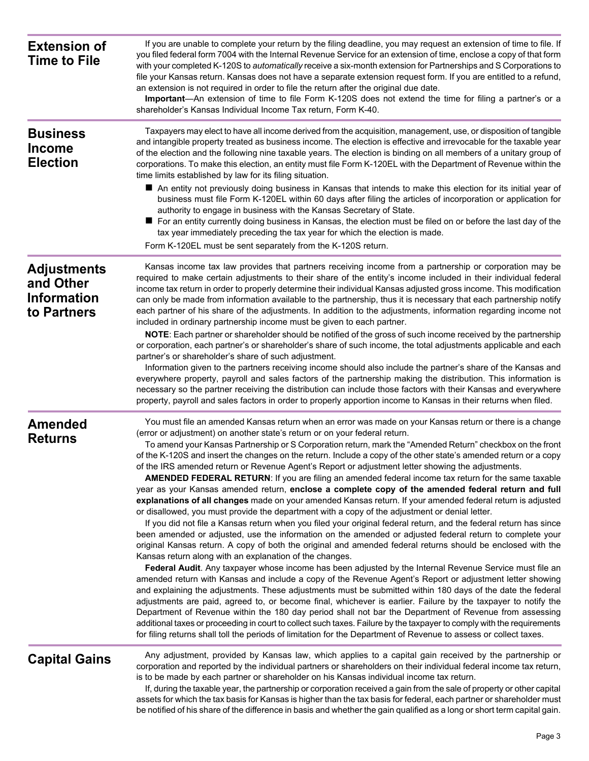## Extension of Time to File

If you are unable to complete your return by the filing deadline, you may request an extension of time to file. If you filed federal form 7004 with the Internal Revenue Service for an extension of time, enclose a copy of that form with your completed K-120S to *automatically* receive a six-month extension for Partnerships and S Corporations to file your Kansas return. Kansas does not have a separate extension request form. If you are entitled to a refund, an extension is not required in order to file the return after the original due date.

**Important**—An extension of time to file Form K-120S does not extend the time for filing a partner's or a shareholder's Kansas Individual Income Tax return, Form K-40.

## Business Income Election

Taxpayers may elect to have all income derived from the acquisition, management, use, or disposition of tangible and intangible property treated as business income. The election is effective and irrevocable for the taxable year of the election and the following nine taxable years. The election is binding on all members of a unitary group of corporations. To make this election, an entity must file Form K-120EL with the Department of Revenue within the time limits established by law for its filing situation.

- An entity not previously doing business in Kansas that intends to make this election for its initial year of business must file Form K-120EL within 60 days after filing the articles of incorporation or application for authority to engage in business with the Kansas Secretary of State.
- For an entity currently doing business in Kansas, the election must be filed on or before the last day of the tax year immediately preceding the tax year for which the election is made.

Form K-120EL must be sent separately from the K-120S return.

## Adjustments and Other Information to Partners

Kansas income tax law provides that partners receiving income from a partnership or corporation may be required to make certain adjustments to their share of the entity's income included in their individual federal income tax return in order to properly determine their individual Kansas adjusted gross income. This modification can only be made from information available to the partnership, thus it is necessary that each partnership notify each partner of his share of the adjustments. In addition to the adjustments, information regarding income not included in ordinary partnership income must be given to each partner.

**NOTE**: Each partner or shareholder should be notified of the gross of such income received by the partnership or corporation, each partner's or shareholder's share of such income, the total adjustments applicable and each partner's or shareholder's share of such adjustment.

Information given to the partners receiving income should also include the partner's share of the Kansas and everywhere property, payroll and sales factors of the partnership making the distribution. This information is necessary so the partner receiving the distribution can include those factors with their Kansas and everywhere property, payroll and sales factors in order to properly apportion income to Kansas in their returns when filed.

## Amended Returns

You must file an amended Kansas return when an error was made on your Kansas return or there is a change (error or adjustment) on another state's return or on your federal return.

To amend your Kansas Partnership or S Corporation return, mark the "Amended Return" checkbox on the front of the K-120S and insert the changes on the return. Include a copy of the other state's amended return or a copy of the IRS amended return or Revenue Agent's Report or adjustment letter showing the adjustments.

**AMENDED FEDERAL RETURN**: If you are filing an amended federal income tax return for the same taxable year as your Kansas amended return, **enclose a complete copy of the amended federal return and full explanations of all changes** made on your amended Kansas return. If your amended federal return is adjusted or disallowed, you must provide the department with a copy of the adjustment or denial letter.

If you did not file a Kansas return when you filed your original federal return, and the federal return has since been amended or adjusted, use the information on the amended or adjusted federal return to complete your original Kansas return. A copy of both the original and amended federal returns should be enclosed with the Kansas return along with an explanation of the changes.

**Federal Audit**. Any taxpayer whose income has been adjusted by the Internal Revenue Service must file an amended return with Kansas and include a copy of the Revenue Agent's Report or adjustment letter showing and explaining the adjustments. These adjustments must be submitted within 180 days of the date the federal adjustments are paid, agreed to, or become final, whichever is earlier. Failure by the taxpayer to notify the Department of Revenue within the 180 day period shall not bar the Department of Revenue from assessing additional taxes or proceeding in court to collect such taxes. Failure by the taxpayer to comply with the requirements for filing returns shall toll the periods of limitation for the Department of Revenue to assess or collect taxes.

## Capital Gains

Any adjustment, provided by Kansas law, which applies to a capital gain received by the partnership or corporation and reported by the individual partners or shareholders on their individual federal income tax return, is to be made by each partner or shareholder on his Kansas individual income tax return.

If, during the taxable year, the partnership or corporation received a gain from the sale of property or other capital assets for which the tax basis for Kansas is higher than the tax basis for federal, each partner or shareholder must be notified of his share of the difference in basis and whether the gain qualified as a long or short term capital gain.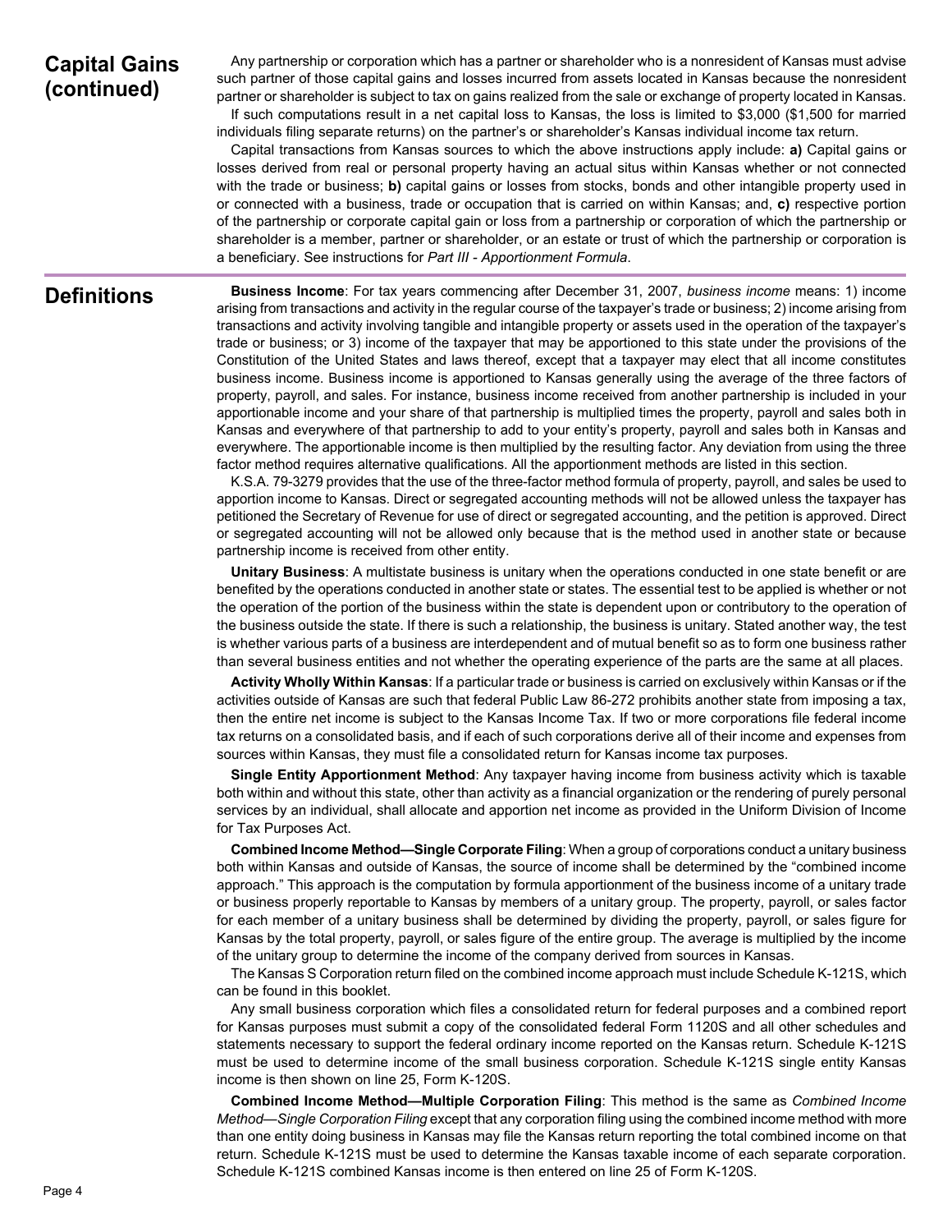## Capital Gains (continued)

Any partnership or corporation which has a partner or shareholder who is a nonresident of Kansas must advise such partner of those capital gains and losses incurred from assets located in Kansas because the nonresident partner or shareholder is subject to tax on gains realized from the sale or exchange of property located in Kansas.

If such computations result in a net capital loss to Kansas, the loss is limited to $3,000 ($1,500 for married individuals filing separate returns) on the partner's or shareholder's Kansas individual income tax return.

Capital transactions from Kansas sources to which the above instructions apply include: **a)** Capital gains or losses derived from real or personal property having an actual situs within Kansas whether or not connected with the trade or business; **b)** capital gains or losses from stocks, bonds and other intangible property used in or connected with a business, trade or occupation that is carried on within Kansas; and, **c)** respective portion of the partnership or corporate capital gain or loss from a partnership or corporation of which the partnership or shareholder is a member, partner or shareholder, or an estate or trust of which the partnership or corporation is a beneficiary. See instructions for *Part III - Apportionment Formula*.

## Definitions

**Business Income**: For tax years commencing after December 31, 2007, *business income* means: 1) income arising from transactions and activity in the regular course of the taxpayer's trade or business; 2) income arising from transactions and activity involving tangible and intangible property or assets used in the operation of the taxpayer's trade or business; or 3) income of the taxpayer that may be apportioned to this state under the provisions of the Constitution of the United States and laws thereof, except that a taxpayer may elect that all income constitutes business income. Business income is apportioned to Kansas generally using the average of the three factors of property, payroll, and sales. For instance, business income received from another partnership is included in your apportionable income and your share of that partnership is multiplied times the property, payroll and sales both in Kansas and everywhere of that partnership to add to your entity's property, payroll and sales both in Kansas and everywhere. The apportionable income is then multiplied by the resulting factor. Any deviation from using the three factor method requires alternative qualifications. All the apportionment methods are listed in this section.

K.S.A. 79-3279 provides that the use of the three-factor method formula of property, payroll, and sales be used to apportion income to Kansas. Direct or segregated accounting methods will not be allowed unless the taxpayer has petitioned the Secretary of Revenue for use of direct or segregated accounting, and the petition is approved. Direct or segregated accounting will not be allowed only because that is the method used in another state or because partnership income is received from other entity.

**Unitary Business**: A multistate business is unitary when the operations conducted in one state benefit or are benefited by the operations conducted in another state or states. The essential test to be applied is whether or not the operation of the portion of the business within the state is dependent upon or contributory to the operation of the business outside the state. If there is such a relationship, the business is unitary. Stated another way, the test is whether various parts of a business are interdependent and of mutual benefit so as to form one business rather than several business entities and not whether the operating experience of the parts are the same at all places.

**Activity Wholly Within Kansas**: If a particular trade or business is carried on exclusively within Kansas or if the activities outside of Kansas are such that federal Public Law 86-272 prohibits another state from imposing a tax, then the entire net income is subject to the Kansas Income Tax. If two or more corporations file federal income tax returns on a consolidated basis, and if each of such corporations derive all of their income and expenses from sources within Kansas, they must file a consolidated return for Kansas income tax purposes.

**Single Entity Apportionment Method**: Any taxpayer having income from business activity which is taxable both within and without this state, other than activity as a financial organization or the rendering of purely personal services by an individual, shall allocate and apportion net income as provided in the Uniform Division of Income for Tax Purposes Act.

**Combined Income Method—Single Corporate Filing**: When a group of corporations conduct a unitary business both within Kansas and outside of Kansas, the source of income shall be determined by the "combined income approach." This approach is the computation by formula apportionment of the business income of a unitary trade or business properly reportable to Kansas by members of a unitary group. The property, payroll, or sales factor for each member of a unitary business shall be determined by dividing the property, payroll, or sales figure for Kansas by the total property, payroll, or sales figure of the entire group. The average is multiplied by the income of the unitary group to determine the income of the company derived from sources in Kansas.

The Kansas S Corporation return filed on the combined income approach must include Schedule K-121S, which can be found in this booklet.

Any small business corporation which files a consolidated return for federal purposes and a combined report for Kansas purposes must submit a copy of the consolidated federal Form 1120S and all other schedules and statements necessary to support the federal ordinary income reported on the Kansas return. Schedule K-121S must be used to determine income of the small business corporation. Schedule K-121S single entity Kansas income is then shown on line 25, Form K-120S.

**Combined Income Method—Multiple Corporation Filing**: This method is the same as *Combined Income Method—Single Corporation Filing* except that any corporation filing using the combined income method with more than one entity doing business in Kansas may file the Kansas return reporting the total combined income on that return. Schedule K-121S must be used to determine the Kansas taxable income of each separate corporation. Schedule K-121S combined Kansas income is then entered on line 25 of Form K-120S.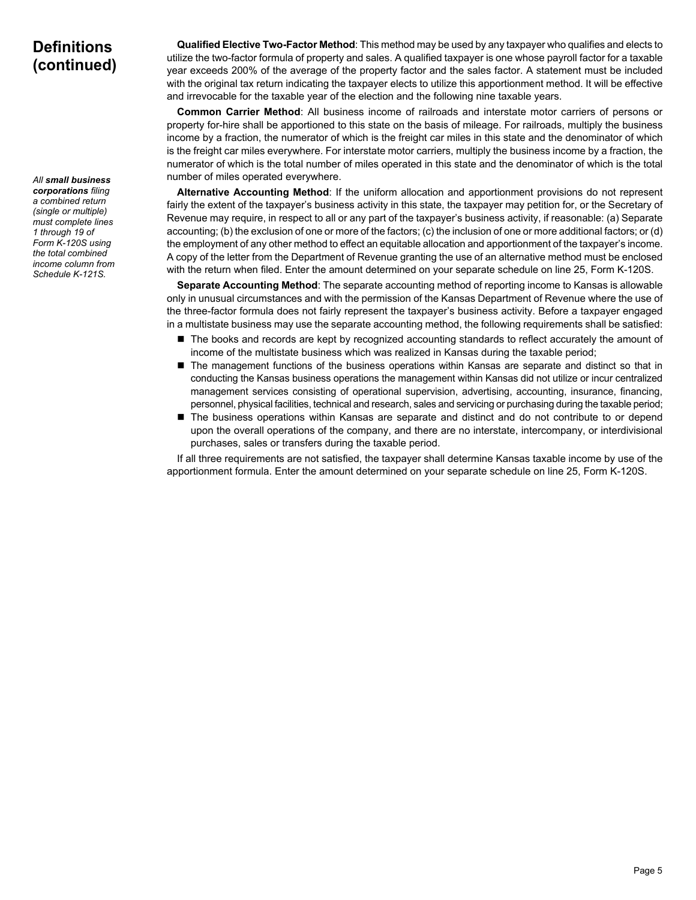## Definitions (continued)

**Qualified Elective Two-Factor Method**: This method may be used by any taxpayer who qualifies and elects to utilize the two-factor formula of property and sales. A qualified taxpayer is one whose payroll factor for a taxable year exceeds 200% of the average of the property factor and the sales factor. A statement must be included with the original tax return indicating the taxpayer elects to utilize this apportionment method. It will be effective and irrevocable for the taxable year of the election and the following nine taxable years.

**Common Carrier Method**: All business income of railroads and interstate motor carriers of persons or property for-hire shall be apportioned to this state on the basis of mileage. For railroads, multiply the business income by a fraction, the numerator of which is the freight car miles in this state and the denominator of which is the freight car miles everywhere. For interstate motor carriers, multiply the business income by a fraction, the numerator of which is the total number of miles operated in this state and the denominator of which is the total number of miles operated everywhere.

*All **small business corporations** filing a combined return (single or multiple) must complete lines 1 through 19 of Form K-120S using the total combined income column from Schedule K-121S.*

**Alternative Accounting Method**: If the uniform allocation and apportionment provisions do not represent fairly the extent of the taxpayer's business activity in this state, the taxpayer may petition for, or the Secretary of Revenue may require, in respect to all or any part of the taxpayer's business activity, if reasonable: (a) Separate accounting; (b) the exclusion of one or more of the factors; (c) the inclusion of one or more additional factors; or (d) the employment of any other method to effect an equitable allocation and apportionment of the taxpayer's income. A copy of the letter from the Department of Revenue granting the use of an alternative method must be enclosed with the return when filed. Enter the amount determined on your separate schedule on line 25, Form K-120S.

**Separate Accounting Method**: The separate accounting method of reporting income to Kansas is allowable only in unusual circumstances and with the permission of the Kansas Department of Revenue where the use of the three-factor formula does not fairly represent the taxpayer's business activity. Before a taxpayer engaged in a multistate business may use the separate accounting method, the following requirements shall be satisfied:

- The books and records are kept by recognized accounting standards to reflect accurately the amount of income of the multistate business which was realized in Kansas during the taxable period;
- The management functions of the business operations within Kansas are separate and distinct so that in conducting the Kansas business operations the management within Kansas did not utilize or incur centralized management services consisting of operational supervision, advertising, accounting, insurance, financing, personnel, physical facilities, technical and research, sales and servicing or purchasing during the taxable period;
- The business operations within Kansas are separate and distinct and do not contribute to or depend upon the overall operations of the company, and there are no interstate, intercompany, or interdivisional purchases, sales or transfers during the taxable period.

If all three requirements are not satisfied, the taxpayer shall determine Kansas taxable income by use of the apportionment formula. Enter the amount determined on your separate schedule on line 25, Form K-120S.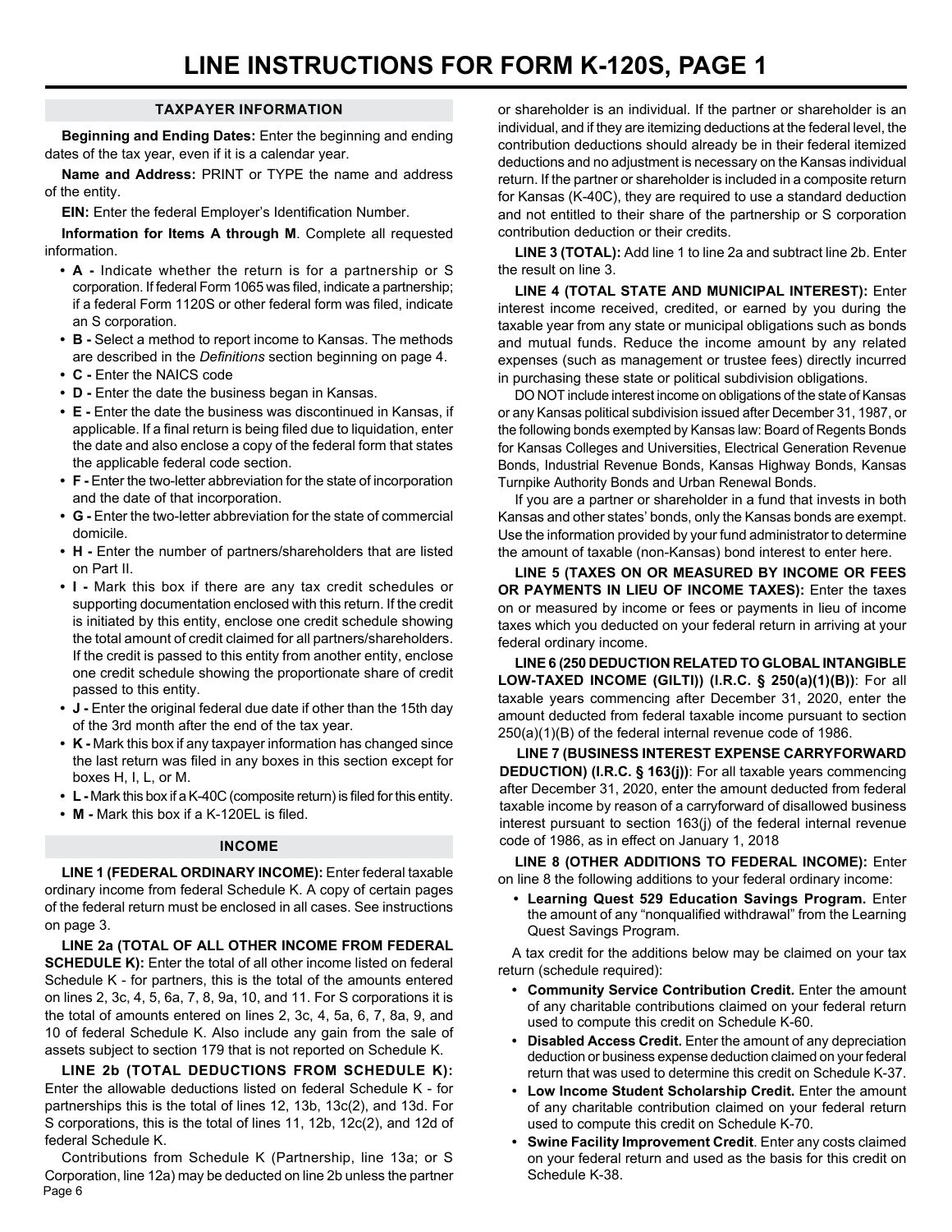# LINE INSTRUCTIONS FOR FORM K-120S, PAGE 1

## TAXPAYER INFORMATION

**Beginning and Ending Dates:** Enter the beginning and ending dates of the tax year, even if it is a calendar year.

**Name and Address:** PRINT or TYPE the name and address of the entity.

**EIN:** Enter the federal Employer's Identification Number.

**Information for Items A through M**. Complete all requested information.

- **A -** Indicate whether the return is for a partnership or S corporation. If federal Form 1065 was filed, indicate a partnership; if a federal Form 1120S or other federal form was filed, indicate an S corporation.
- **B -** Select a method to report income to Kansas. The methods are described in the *Definitions* section beginning on page 4.
- **C -** Enter the NAICS code
- **D -** Enter the date the business began in Kansas.
- **E -** Enter the date the business was discontinued in Kansas, if applicable. If a final return is being filed due to liquidation, enter the date and also enclose a copy of the federal form that states the applicable federal code section.
- **F -** Enter the two-letter abbreviation for the state of incorporation and the date of that incorporation.
- **G -** Enter the two-letter abbreviation for the state of commercial domicile.
- **H -** Enter the number of partners/shareholders that are listed on Part II.
- **I -** Mark this box if there are any tax credit schedules or supporting documentation enclosed with this return. If the credit is initiated by this entity, enclose one credit schedule showing the total amount of credit claimed for all partners/shareholders. If the credit is passed to this entity from another entity, enclose one credit schedule showing the proportionate share of credit passed to this entity.
- **J -** Enter the original federal due date if other than the 15th day of the 3rd month after the end of the tax year.
- **K -** Mark this box if any taxpayer information has changed since the last return was filed in any boxes in this section except for boxes H, I, L, or M.
- **L -** Mark this box if a K-40C (composite return) is filed for this entity.
- **M -** Mark this box if a K-120EL is filed.

## INCOME

**LINE 1 (FEDERAL ORDINARY INCOME):** Enter federal taxable ordinary income from federal Schedule K. A copy of certain pages of the federal return must be enclosed in all cases. See instructions on page 3.

**LINE 2a (TOTAL OF ALL OTHER INCOME FROM FEDERAL SCHEDULE K):** Enter the total of all other income listed on federal Schedule K - for partners, this is the total of the amounts entered on lines 2, 3c, 4, 5, 6a, 7, 8, 9a, 10, and 11. For S corporations it is the total of amounts entered on lines 2, 3c, 4, 5a, 6, 7, 8a, 9, and 10 of federal Schedule K. Also include any gain from the sale of assets subject to section 179 that is not reported on Schedule K.

**LINE 2b (TOTAL DEDUCTIONS FROM SCHEDULE K):** Enter the allowable deductions listed on federal Schedule K - for partnerships this is the total of lines 12, 13b, 13c(2), and 13d. For S corporations, this is the total of lines 11, 12b, 12c(2), and 12d of federal Schedule K.

Contributions from Schedule K (Partnership, line 13a; or S Corporation, line 12a) may be deducted on line 2b unless the partner or shareholder is an individual. If the partner or shareholder is an individual, and if they are itemizing deductions at the federal level, the contribution deductions should already be in their federal itemized deductions and no adjustment is necessary on the Kansas individual return. If the partner or shareholder is included in a composite return for Kansas (K-40C), they are required to use a standard deduction and not entitled to their share of the partnership or S corporation contribution deduction or their credits.

**LINE 3 (TOTAL):** Add line 1 to line 2a and subtract line 2b. Enter the result on line 3.

**LINE 4 (TOTAL STATE AND MUNICIPAL INTEREST):** Enter interest income received, credited, or earned by you during the taxable year from any state or municipal obligations such as bonds and mutual funds. Reduce the income amount by any related expenses (such as management or trustee fees) directly incurred in purchasing these state or political subdivision obligations.

DO NOT include interest income on obligations of the state of Kansas or any Kansas political subdivision issued after December 31, 1987, or the following bonds exempted by Kansas law: Board of Regents Bonds for Kansas Colleges and Universities, Electrical Generation Revenue Bonds, Industrial Revenue Bonds, Kansas Highway Bonds, Kansas Turnpike Authority Bonds and Urban Renewal Bonds.

If you are a partner or shareholder in a fund that invests in both Kansas and other states' bonds, only the Kansas bonds are exempt. Use the information provided by your fund administrator to determine the amount of taxable (non-Kansas) bond interest to enter here.

**LINE 5 (TAXES ON OR MEASURED BY INCOME OR FEES OR PAYMENTS IN LIEU OF INCOME TAXES):** Enter the taxes on or measured by income or fees or payments in lieu of income taxes which you deducted on your federal return in arriving at your federal ordinary income.

**LINE 6 (250 DEDUCTION RELATED TO GLOBAL INTANGIBLE LOW-TAXED INCOME (GILTI)) (I.R.C. § 250(a)(1)(B))**: For all taxable years commencing after December 31, 2020, enter the amount deducted from federal taxable income pursuant to section 250(a)(1)(B) of the federal internal revenue code of 1986.

**LINE 7 (BUSINESS INTEREST EXPENSE CARRYFORWARD DEDUCTION) (I.R.C. § 163(j))**: For all taxable years commencing after December 31, 2020, enter the amount deducted from federal taxable income by reason of a carryforward of disallowed business interest pursuant to section 163(j) of the federal internal revenue code of 1986, as in effect on January 1, 2018

**LINE 8 (OTHER ADDITIONS TO FEDERAL INCOME):** Enter on line 8 the following additions to your federal ordinary income:

- **Learning Quest 529 Education Savings Program.** Enter the amount of any "nonqualified withdrawal" from the Learning Quest Savings Program.

A tax credit for the additions below may be claimed on your tax return (schedule required):

- **Community Service Contribution Credit.** Enter the amount of any charitable contributions claimed on your federal return used to compute this credit on Schedule K-60.
- **Disabled Access Credit.** Enter the amount of any depreciation deduction or business expense deduction claimed on your federal return that was used to determine this credit on Schedule K-37.
- **Low Income Student Scholarship Credit.** Enter the amount of any charitable contribution claimed on your federal return used to compute this credit on Schedule K-70.
- **Swine Facility Improvement Credit**. Enter any costs claimed on your federal return and used as the basis for this credit on Schedule K-38.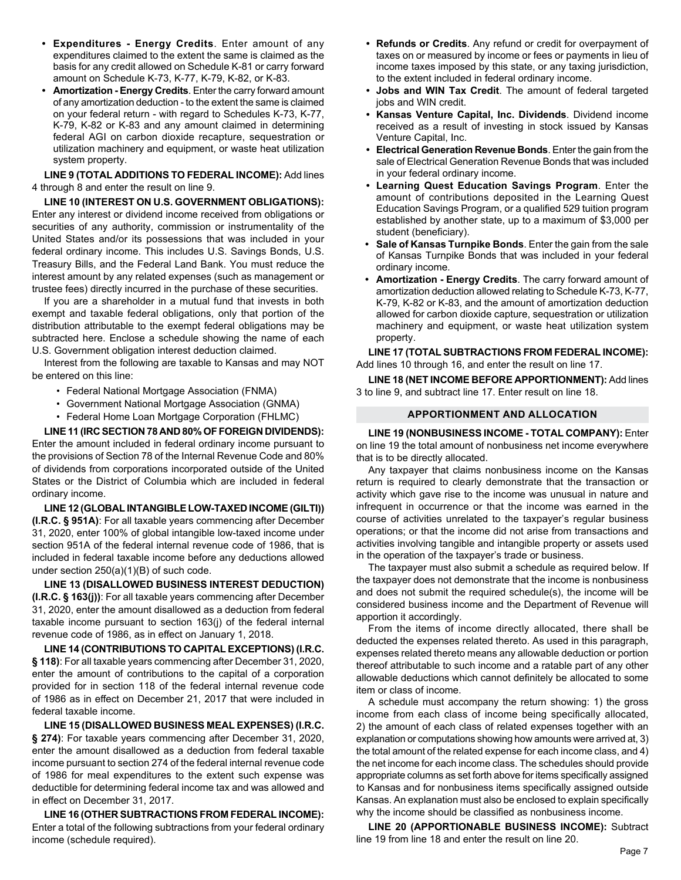- **Expenditures - Energy Credits**. Enter amount of any expenditures claimed to the extent the same is claimed as the basis for any credit allowed on Schedule K-81 or carry forward amount on Schedule K-73, K-77, K-79, K-82, or K-83.
- **Amortization - Energy Credits**. Enter the carry forward amount of any amortization deduction - to the extent the same is claimed on your federal return - with regard to Schedules K-73, K-77, K-79, K-82 or K-83 and any amount claimed in determining federal AGI on carbon dioxide recapture, sequestration or utilization machinery and equipment, or waste heat utilization system property.

**LINE 9 (TOTAL ADDITIONS TO FEDERAL INCOME):** Add lines 4 through 8 and enter the result on line 9.

**LINE 10 (INTEREST ON U.S. GOVERNMENT OBLIGATIONS):** Enter any interest or dividend income received from obligations or securities of any authority, commission or instrumentality of the United States and/or its possessions that was included in your federal ordinary income. This includes U.S. Savings Bonds, U.S. Treasury Bills, and the Federal Land Bank. You must reduce the interest amount by any related expenses (such as management or trustee fees) directly incurred in the purchase of these securities.

If you are a shareholder in a mutual fund that invests in both exempt and taxable federal obligations, only that portion of the distribution attributable to the exempt federal obligations may be subtracted here. Enclose a schedule showing the name of each U.S. Government obligation interest deduction claimed.

Interest from the following are taxable to Kansas and may NOT be entered on this line:

- Federal National Mortgage Association (FNMA)
- Government National Mortgage Association (GNMA)
- Federal Home Loan Mortgage Corporation (FHLMC)

**LINE 11 (IRC SECTION 78 AND 80% OF FOREIGN DIVIDENDS):** Enter the amount included in federal ordinary income pursuant to the provisions of Section 78 of the Internal Revenue Code and 80% of dividends from corporations incorporated outside of the United States or the District of Columbia which are included in federal ordinary income.

**LINE 12 (GLOBAL INTANGIBLE LOW-TAXED INCOME (GILTI)) (I.R.C. § 951A)**: For all taxable years commencing after December 31, 2020, enter 100% of global intangible low-taxed income under section 951A of the federal internal revenue code of 1986, that is included in federal taxable income before any deductions allowed under section 250(a)(1)(B) of such code.

**LINE 13 (DISALLOWED BUSINESS INTEREST DEDUCTION) (I.R.C. § 163(j))**: For all taxable years commencing after December 31, 2020, enter the amount disallowed as a deduction from federal taxable income pursuant to section 163(j) of the federal internal revenue code of 1986, as in effect on January 1, 2018.

**LINE 14 (CONTRIBUTIONS TO CAPITAL EXCEPTIONS) (I.R.C. § 118)**: For all taxable years commencing after December 31, 2020, enter the amount of contributions to the capital of a corporation provided for in section 118 of the federal internal revenue code of 1986 as in effect on December 21, 2017 that were included in federal taxable income.

**LINE 15 (DISALLOWED BUSINESS MEAL EXPENSES) (I.R.C. § 274)**: For taxable years commencing after December 31, 2020, enter the amount disallowed as a deduction from federal taxable income pursuant to section 274 of the federal internal revenue code of 1986 for meal expenditures to the extent such expense was deductible for determining federal income tax and was allowed and in effect on December 31, 2017.

**LINE 16 (OTHER SUBTRACTIONS FROM FEDERAL INCOME):** Enter a total of the following subtractions from your federal ordinary income (schedule required).

- **Refunds or Credits**. Any refund or credit for overpayment of taxes on or measured by income or fees or payments in lieu of income taxes imposed by this state, or any taxing jurisdiction, to the extent included in federal ordinary income.
- **Jobs and WIN Tax Credit**. The amount of federal targeted jobs and WIN credit.
- **Kansas Venture Capital, Inc. Dividends**. Dividend income received as a result of investing in stock issued by Kansas Venture Capital, Inc.
- **Electrical Generation Revenue Bonds**. Enter the gain from the sale of Electrical Generation Revenue Bonds that was included in your federal ordinary income.
- **Learning Quest Education Savings Program**. Enter the amount of contributions deposited in the Learning Quest Education Savings Program, or a qualified 529 tuition program established by another state, up to a maximum of $3,000 per student (beneficiary).
- **Sale of Kansas Turnpike Bonds**. Enter the gain from the sale of Kansas Turnpike Bonds that was included in your federal ordinary income.
- **Amortization - Energy Credits**. The carry forward amount of amortization deduction allowed relating to Schedule K-73, K-77, K-79, K-82 or K-83, and the amount of amortization deduction allowed for carbon dioxide capture, sequestration or utilization machinery and equipment, or waste heat utilization system property.

**LINE 17 (TOTAL SUBTRACTIONS FROM FEDERAL INCOME):** Add lines 10 through 16, and enter the result on line 17.

**LINE 18 (NET INCOME BEFORE APPORTIONMENT):** Add lines 3 to line 9, and subtract line 17. Enter result on line 18.

## APPORTIONMENT AND ALLOCATION

**LINE 19 (NONBUSINESS INCOME - TOTAL COMPANY):** Enter on line 19 the total amount of nonbusiness net income everywhere that is to be directly allocated.

Any taxpayer that claims nonbusiness income on the Kansas return is required to clearly demonstrate that the transaction or activity which gave rise to the income was unusual in nature and infrequent in occurrence or that the income was earned in the course of activities unrelated to the taxpayer's regular business operations; or that the income did not arise from transactions and activities involving tangible and intangible property or assets used in the operation of the taxpayer's trade or business.

The taxpayer must also submit a schedule as required below. If the taxpayer does not demonstrate that the income is nonbusiness and does not submit the required schedule(s), the income will be considered business income and the Department of Revenue will apportion it accordingly.

From the items of income directly allocated, there shall be deducted the expenses related thereto. As used in this paragraph, expenses related thereto means any allowable deduction or portion thereof attributable to such income and a ratable part of any other allowable deductions which cannot definitely be allocated to some item or class of income.

A schedule must accompany the return showing: 1) the gross income from each class of income being specifically allocated, 2) the amount of each class of related expenses together with an explanation or computations showing how amounts were arrived at, 3) the total amount of the related expense for each income class, and 4) the net income for each income class. The schedules should provide appropriate columns as set forth above for items specifically assigned to Kansas and for nonbusiness items specifically assigned outside Kansas. An explanation must also be enclosed to explain specifically why the income should be classified as nonbusiness income.

**LINE 20 (APPORTIONABLE BUSINESS INCOME):** Subtract line 19 from line 18 and enter the result on line 20.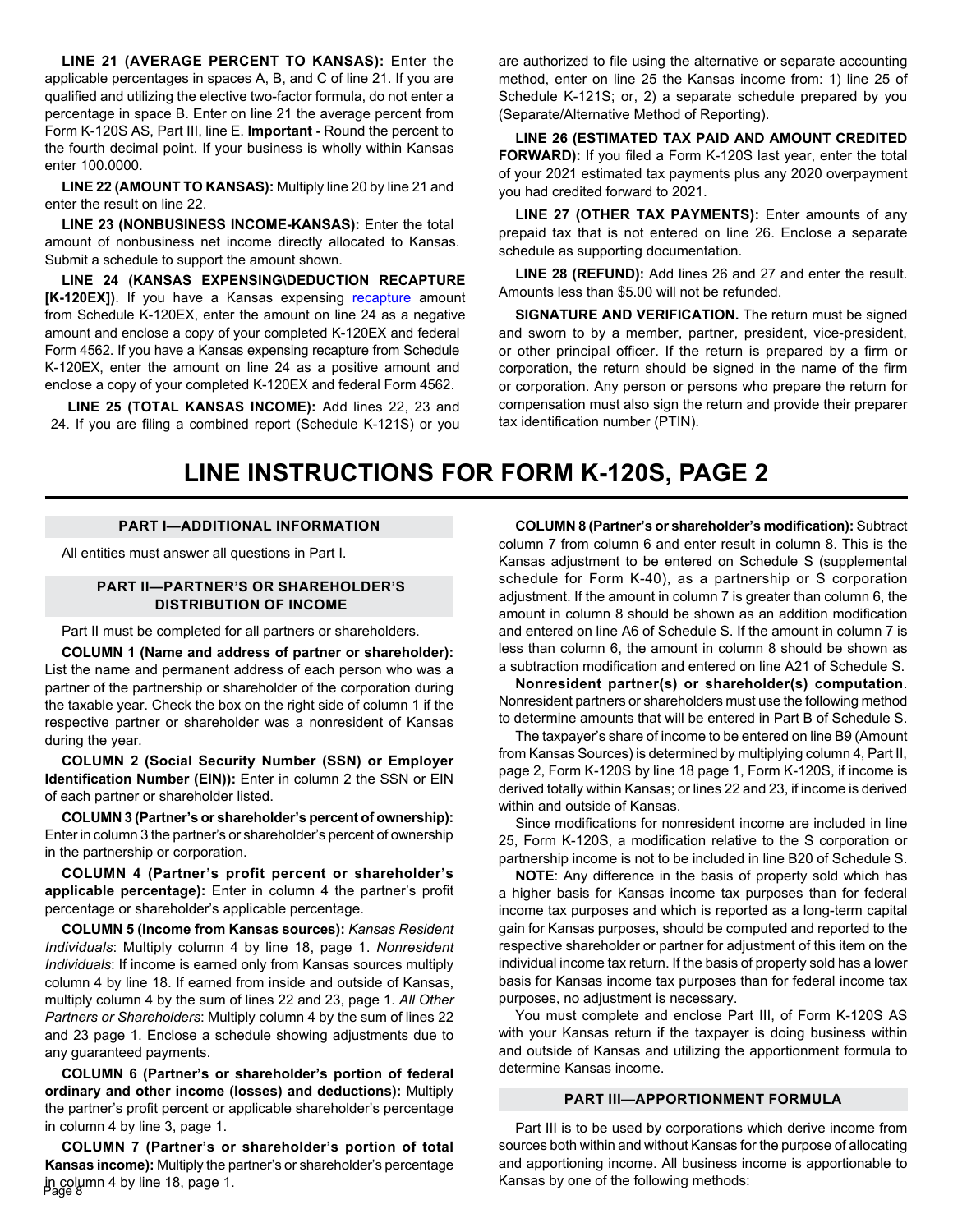**LINE 21 (AVERAGE PERCENT TO KANSAS):** Enter the applicable percentages in spaces A, B, and C of line 21. If you are qualified and utilizing the elective two-factor formula, do not enter a percentage in space B. Enter on line 21 the average percent from Form K-120S AS, Part III, line E. **Important -** Round the percent to the fourth decimal point. If your business is wholly within Kansas enter 100.0000.

**LINE 22 (AMOUNT TO KANSAS):** Multiply line 20 by line 21 and enter the result on line 22.

**LINE 23 (NONBUSINESS INCOME-KANSAS):** Enter the total amount of nonbusiness net income directly allocated to Kansas. Submit a schedule to support the amount shown.

**LINE 24 (KANSAS EXPENSING\DEDUCTION RECAPTURE [K-120EX])**. If you have a Kansas expensing recapture amount from Schedule K-120EX, enter the amount on line 24 as a negative amount and enclose a copy of your completed K-120EX and federal Form 4562. If you have a Kansas expensing recapture from Schedule K-120EX, enter the amount on line 24 as a positive amount and enclose a copy of your completed K-120EX and federal Form 4562.

**LINE 25 (TOTAL KANSAS INCOME):** Add lines 22, 23 and 24. If you are filing a combined report (Schedule K-121S) or you are authorized to file using the alternative or separate accounting method, enter on line 25 the Kansas income from: 1) line 25 of Schedule K-121S; or, 2) a separate schedule prepared by you (Separate/Alternative Method of Reporting).

**LINE 26 (ESTIMATED TAX PAID AND AMOUNT CREDITED FORWARD):** If you filed a Form K-120S last year, enter the total of your 2021 estimated tax payments plus any 2020 overpayment you had credited forward to 2021.

**LINE 27 (OTHER TAX PAYMENTS):** Enter amounts of any prepaid tax that is not entered on line 26. Enclose a separate schedule as supporting documentation.

**LINE 28 (REFUND):** Add lines 26 and 27 and enter the result. Amounts less than $5.00 will not be refunded.

**SIGNATURE AND VERIFICATION.** The return must be signed and sworn to by a member, partner, president, vice-president, or other principal officer. If the return is prepared by a firm or corporation, the return should be signed in the name of the firm or corporation. Any person or persons who prepare the return for compensation must also sign the return and provide their preparer tax identification number (PTIN).

# LINE INSTRUCTIONS FOR FORM K-120S, PAGE 2

## PART I—ADDITIONAL INFORMATION

All entities must answer all questions in Part I.

## PART II—PARTNER'S OR SHAREHOLDER'S DISTRIBUTION OF INCOME

Part II must be completed for all partners or shareholders.

**COLUMN 1 (Name and address of partner or shareholder):** List the name and permanent address of each person who was a partner of the partnership or shareholder of the corporation during the taxable year. Check the box on the right side of column 1 if the respective partner or shareholder was a nonresident of Kansas during the year.

**COLUMN 2 (Social Security Number (SSN) or Employer Identification Number (EIN)):** Enter in column 2 the SSN or EIN of each partner or shareholder listed.

**COLUMN 3 (Partner's or shareholder's percent of ownership):** Enter in column 3 the partner's or shareholder's percent of ownership in the partnership or corporation.

**COLUMN 4 (Partner's profit percent or shareholder's applicable percentage):** Enter in column 4 the partner's profit percentage or shareholder's applicable percentage.

**COLUMN 5 (Income from Kansas sources):** *Kansas Resident Individuals*: Multiply column 4 by line 18, page 1. *Nonresident Individuals*: If income is earned only from Kansas sources multiply column 4 by line 18. If earned from inside and outside of Kansas, multiply column 4 by the sum of lines 22 and 23, page 1. *All Other Partners or Shareholders*: Multiply column 4 by the sum of lines 22 and 23 page 1. Enclose a schedule showing adjustments due to any guaranteed payments.

**COLUMN 6 (Partner's or shareholder's portion of federal ordinary and other income (losses) and deductions):** Multiply the partner's profit percent or applicable shareholder's percentage in column 4 by line 3, page 1.

**COLUMN 7 (Partner's or shareholder's portion of total Kansas income):** Multiply the partner's or shareholder's percentage in column 4 by line 18, page 1.

**COLUMN 8 (Partner's or shareholder's modification):** Subtract column 7 from column 6 and enter result in column 8. This is the Kansas adjustment to be entered on Schedule S (supplemental schedule for Form K-40), as a partnership or S corporation adjustment. If the amount in column 7 is greater than column 6, the amount in column 8 should be shown as an addition modification and entered on line A6 of Schedule S. If the amount in column 7 is less than column 6, the amount in column 8 should be shown as a subtraction modification and entered on line A21 of Schedule S.

**Nonresident partner(s) or shareholder(s) computation**. Nonresident partners or shareholders must use the following method to determine amounts that will be entered in Part B of Schedule S.

The taxpayer's share of income to be entered on line B9 (Amount from Kansas Sources) is determined by multiplying column 4, Part II, page 2, Form K-120S by line 18 page 1, Form K-120S, if income is derived totally within Kansas; or lines 22 and 23, if income is derived within and outside of Kansas.

Since modifications for nonresident income are included in line 25, Form K-120S, a modification relative to the S corporation or partnership income is not to be included in line B20 of Schedule S.

**NOTE**: Any difference in the basis of property sold which has a higher basis for Kansas income tax purposes than for federal income tax purposes and which is reported as a long-term capital gain for Kansas purposes, should be computed and reported to the respective shareholder or partner for adjustment of this item on the individual income tax return. If the basis of property sold has a lower basis for Kansas income tax purposes than for federal income tax purposes, no adjustment is necessary.

You must complete and enclose Part III, of Form K-120S AS with your Kansas return if the taxpayer is doing business within and outside of Kansas and utilizing the apportionment formula to determine Kansas income.

## PART III—APPORTIONMENT FORMULA

Part III is to be used by corporations which derive income from sources both within and without Kansas for the purpose of allocating and apportioning income. All business income is apportionable to Kansas by one of the following methods: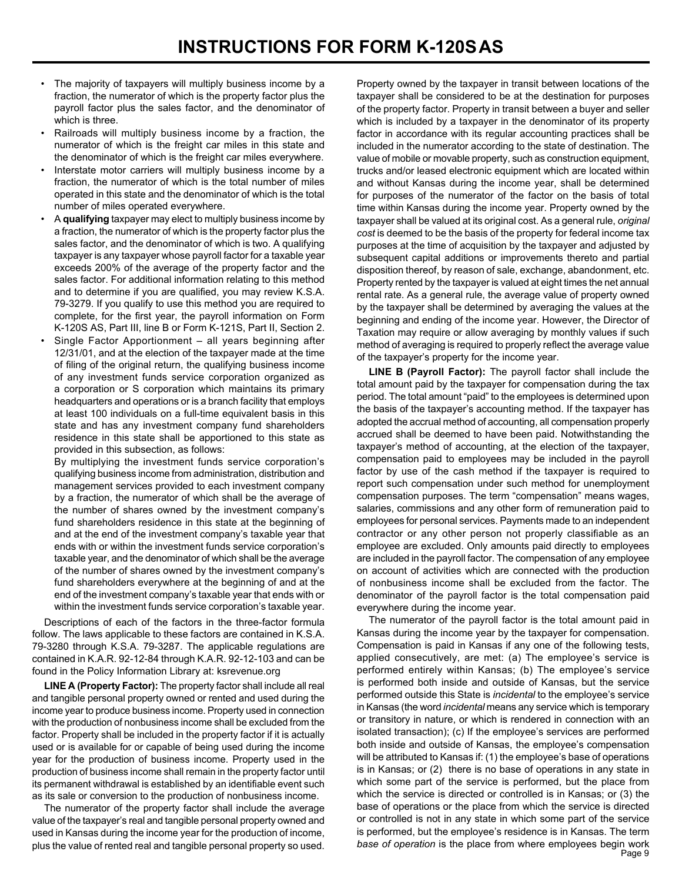# INSTRUCTIONS FOR FORM K-120S AS

- The majority of taxpayers will multiply business income by a fraction, the numerator of which is the property factor plus the payroll factor plus the sales factor, and the denominator of which is three.
- Railroads will multiply business income by a fraction, the numerator of which is the freight car miles in this state and the denominator of which is the freight car miles everywhere.
- Interstate motor carriers will multiply business income by a fraction, the numerator of which is the total number of miles operated in this state and the denominator of which is the total number of miles operated everywhere.
- A **qualifying** taxpayer may elect to multiply business income by a fraction, the numerator of which is the property factor plus the sales factor, and the denominator of which is two. A qualifying taxpayer is any taxpayer whose payroll factor for a taxable year exceeds 200% of the average of the property factor and the sales factor. For additional information relating to this method and to determine if you are qualified, you may review K.S.A. 79-3279. If you qualify to use this method you are required to complete, for the first year, the payroll information on Form K-120S AS, Part III, line B or Form K-121S, Part II, Section 2.
- Single Factor Apportionment – all years beginning after 12/31/01, and at the election of the taxpayer made at the time of filing of the original return, the qualifying business income of any investment funds service corporation organized as a corporation or S corporation which maintains its primary headquarters and operations or is a branch facility that employs at least 100 individuals on a full-time equivalent basis in this state and has any investment company fund shareholders residence in this state shall be apportioned to this state as provided in this subsection, as follows:

  By multiplying the investment funds service corporation's qualifying business income from administration, distribution and management services provided to each investment company by a fraction, the numerator of which shall be the average of the number of shares owned by the investment company's fund shareholders residence in this state at the beginning of and at the end of the investment company's taxable year that ends with or within the investment funds service corporation's taxable year, and the denominator of which shall be the average of the number of shares owned by the investment company's fund shareholders everywhere at the beginning of and at the end of the investment company's taxable year that ends with or within the investment funds service corporation's taxable year.

Descriptions of each of the factors in the three-factor formula follow. The laws applicable to these factors are contained in K.S.A. 79-3280 through K.S.A. 79-3287. The applicable regulations are contained in K.A.R. 92-12-84 through K.A.R. 92-12-103 and can be found in the Policy Information Library at: ksrevenue.org

**LINE A (Property Factor):** The property factor shall include all real and tangible personal property owned or rented and used during the income year to produce business income. Property used in connection with the production of nonbusiness income shall be excluded from the factor. Property shall be included in the property factor if it is actually used or is available for or capable of being used during the income year for the production of business income. Property used in the production of business income shall remain in the property factor until its permanent withdrawal is established by an identifiable event such as its sale or conversion to the production of nonbusiness income.

The numerator of the property factor shall include the average value of the taxpayer's real and tangible personal property owned and used in Kansas during the income year for the production of income, plus the value of rented real and tangible personal property so used. Property owned by the taxpayer in transit between locations of the taxpayer shall be considered to be at the destination for purposes of the property factor. Property in transit between a buyer and seller which is included by a taxpayer in the denominator of its property factor in accordance with its regular accounting practices shall be included in the numerator according to the state of destination. The value of mobile or movable property, such as construction equipment, trucks and/or leased electronic equipment which are located within and without Kansas during the income year, shall be determined for purposes of the numerator of the factor on the basis of total time within Kansas during the income year. Property owned by the taxpayer shall be valued at its original cost. As a general rule, *original cost* is deemed to be the basis of the property for federal income tax purposes at the time of acquisition by the taxpayer and adjusted by subsequent capital additions or improvements thereto and partial disposition thereof, by reason of sale, exchange, abandonment, etc. Property rented by the taxpayer is valued at eight times the net annual rental rate. As a general rule, the average value of property owned by the taxpayer shall be determined by averaging the values at the beginning and ending of the income year. However, the Director of Taxation may require or allow averaging by monthly values if such method of averaging is required to properly reflect the average value of the taxpayer's property for the income year.

**LINE B (Payroll Factor):** The payroll factor shall include the total amount paid by the taxpayer for compensation during the tax period. The total amount "paid" to the employees is determined upon the basis of the taxpayer's accounting method. If the taxpayer has adopted the accrual method of accounting, all compensation properly accrued shall be deemed to have been paid. Notwithstanding the taxpayer's method of accounting, at the election of the taxpayer, compensation paid to employees may be included in the payroll factor by use of the cash method if the taxpayer is required to report such compensation under such method for unemployment compensation purposes. The term "compensation" means wages, salaries, commissions and any other form of remuneration paid to employees for personal services. Payments made to an independent contractor or any other person not properly classifiable as an employee are excluded. Only amounts paid directly to employees are included in the payroll factor. The compensation of any employee on account of activities which are connected with the production of nonbusiness income shall be excluded from the factor. The denominator of the payroll factor is the total compensation paid everywhere during the income year.

The numerator of the payroll factor is the total amount paid in Kansas during the income year by the taxpayer for compensation. Compensation is paid in Kansas if any one of the following tests, applied consecutively, are met: (a) The employee's service is performed entirely within Kansas; (b) The employee's service is performed both inside and outside of Kansas, but the service performed outside this State is *incidental* to the employee's service in Kansas (the word *incidental* means any service which is temporary or transitory in nature, or which is rendered in connection with an isolated transaction); (c) If the employee's services are performed both inside and outside of Kansas, the employee's compensation will be attributed to Kansas if: (1) the employee's base of operations is in Kansas; or (2) there is no base of operations in any state in which some part of the service is performed, but the place from which the service is directed or controlled is in Kansas; or (3) the base of operations or the place from which the service is directed or controlled is not in any state in which some part of the service is performed, but the employee's residence is in Kansas. The term *base of operation* is the place from where employees begin work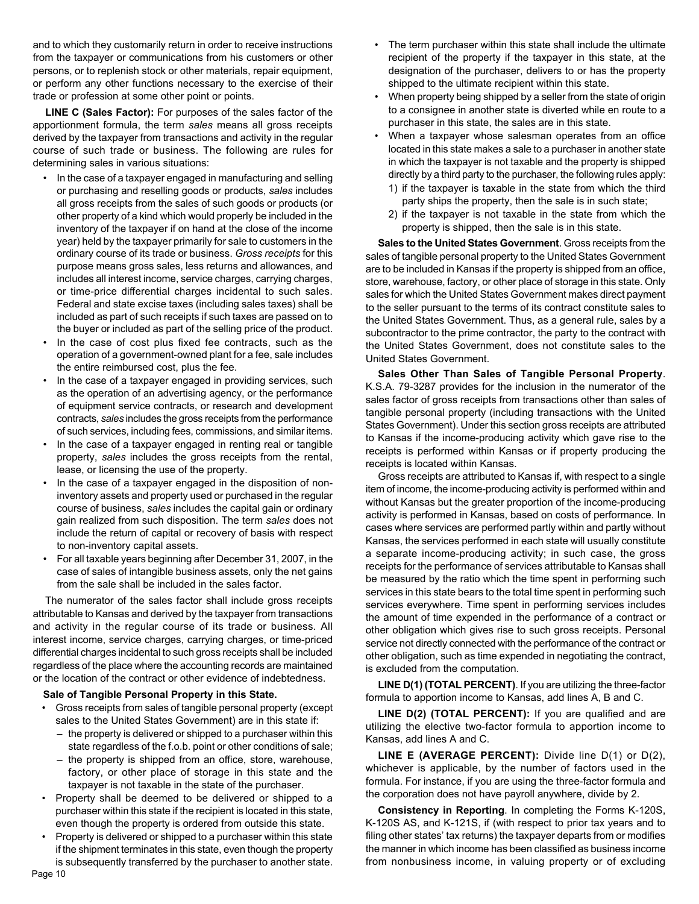and to which they customarily return in order to receive instructions from the taxpayer or communications from his customers or other persons, or to replenish stock or other materials, repair equipment, or perform any other functions necessary to the exercise of their trade or profession at some other point or points.

**LINE C (Sales Factor):** For purposes of the sales factor of the apportionment formula, the term *sales* means all gross receipts derived by the taxpayer from transactions and activity in the regular course of such trade or business. The following are rules for determining sales in various situations:

- In the case of a taxpayer engaged in manufacturing and selling or purchasing and reselling goods or products, *sales* includes all gross receipts from the sales of such goods or products (or other property of a kind which would properly be included in the inventory of the taxpayer if on hand at the close of the income year) held by the taxpayer primarily for sale to customers in the ordinary course of its trade or business. *Gross receipts* for this purpose means gross sales, less returns and allowances, and includes all interest income, service charges, carrying charges, or time-price differential charges incidental to such sales. Federal and state excise taxes (including sales taxes) shall be included as part of such receipts if such taxes are passed on to the buyer or included as part of the selling price of the product.
- In the case of cost plus fixed fee contracts, such as the operation of a government-owned plant for a fee, sale includes the entire reimbursed cost, plus the fee.
- In the case of a taxpayer engaged in providing services, such as the operation of an advertising agency, or the performance of equipment service contracts, or research and development contracts, *sales* includes the gross receipts from the performance of such services, including fees, commissions, and similar items.
- In the case of a taxpayer engaged in renting real or tangible property, *sales* includes the gross receipts from the rental, lease, or licensing the use of the property.
- In the case of a taxpayer engaged in the disposition of non-inventory assets and property used or purchased in the regular course of business, *sales* includes the capital gain or ordinary gain realized from such disposition. The term *sales* does not include the return of capital or recovery of basis with respect to non-inventory capital assets.
- For all taxable years beginning after December 31, 2007, in the case of sales of intangible business assets, only the net gains from the sale shall be included in the sales factor.

The numerator of the sales factor shall include gross receipts attributable to Kansas and derived by the taxpayer from transactions and activity in the regular course of its trade or business. All interest income, service charges, carrying charges, or time-priced differential charges incidental to such gross receipts shall be included regardless of the place where the accounting records are maintained or the location of the contract or other evidence of indebtedness.

**Sale of Tangible Personal Property in this State.**

- Gross receipts from sales of tangible personal property (except sales to the United States Government) are in this state if:
  - the property is delivered or shipped to a purchaser within this state regardless of the f.o.b. point or other conditions of sale;
  - the property is shipped from an office, store, warehouse, factory, or other place of storage in this state and the taxpayer is not taxable in the state of the purchaser.
- Property shall be deemed to be delivered or shipped to a purchaser within this state if the recipient is located in this state, even though the property is ordered from outside this state.
- Property is delivered or shipped to a purchaser within this state if the shipment terminates in this state, even though the property is subsequently transferred by the purchaser to another state.
- The term purchaser within this state shall include the ultimate recipient of the property if the taxpayer in this state, at the designation of the purchaser, delivers to or has the property shipped to the ultimate recipient within this state.
- When property being shipped by a seller from the state of origin to a consignee in another state is diverted while en route to a purchaser in this state, the sales are in this state.
- When a taxpayer whose salesman operates from an office located in this state makes a sale to a purchaser in another state in which the taxpayer is not taxable and the property is shipped directly by a third party to the purchaser, the following rules apply:
  1) if the taxpayer is taxable in the state from which the third party ships the property, then the sale is in such state;
  2) if the taxpayer is not taxable in the state from which the property is shipped, then the sale is in this state.

**Sales to the United States Government**. Gross receipts from the sales of tangible personal property to the United States Government are to be included in Kansas if the property is shipped from an office, store, warehouse, factory, or other place of storage in this state. Only sales for which the United States Government makes direct payment to the seller pursuant to the terms of its contract constitute sales to the United States Government. Thus, as a general rule, sales by a subcontractor to the prime contractor, the party to the contract with the United States Government, does not constitute sales to the United States Government.

**Sales Other Than Sales of Tangible Personal Property**. K.S.A. 79-3287 provides for the inclusion in the numerator of the sales factor of gross receipts from transactions other than sales of tangible personal property (including transactions with the United States Government). Under this section gross receipts are attributed to Kansas if the income-producing activity which gave rise to the receipts is performed within Kansas or if property producing the receipts is located within Kansas.

Gross receipts are attributed to Kansas if, with respect to a single item of income, the income-producing activity is performed within and without Kansas but the greater proportion of the income-producing activity is performed in Kansas, based on costs of performance. In cases where services are performed partly within and partly without Kansas, the services performed in each state will usually constitute a separate income-producing activity; in such case, the gross receipts for the performance of services attributable to Kansas shall be measured by the ratio which the time spent in performing such services in this state bears to the total time spent in performing such services everywhere. Time spent in performing services includes the amount of time expended in the performance of a contract or other obligation which gives rise to such gross receipts. Personal service not directly connected with the performance of the contract or other obligation, such as time expended in negotiating the contract, is excluded from the computation.

**LINE D(1) (TOTAL PERCENT)**. If you are utilizing the three-factor formula to apportion income to Kansas, add lines A, B and C.

**LINE D(2) (TOTAL PERCENT):** If you are qualified and are utilizing the elective two-factor formula to apportion income to Kansas, add lines A and C.

**LINE E (AVERAGE PERCENT):** Divide line D(1) or D(2), whichever is applicable, by the number of factors used in the formula. For instance, if you are using the three-factor formula and the corporation does not have payroll anywhere, divide by 2.

**Consistency in Reporting**. In completing the Forms K-120S, K-120S AS, and K-121S, if (with respect to prior tax years and to filing other states' tax returns) the taxpayer departs from or modifies the manner in which income has been classified as business income from nonbusiness income, in valuing property or of excluding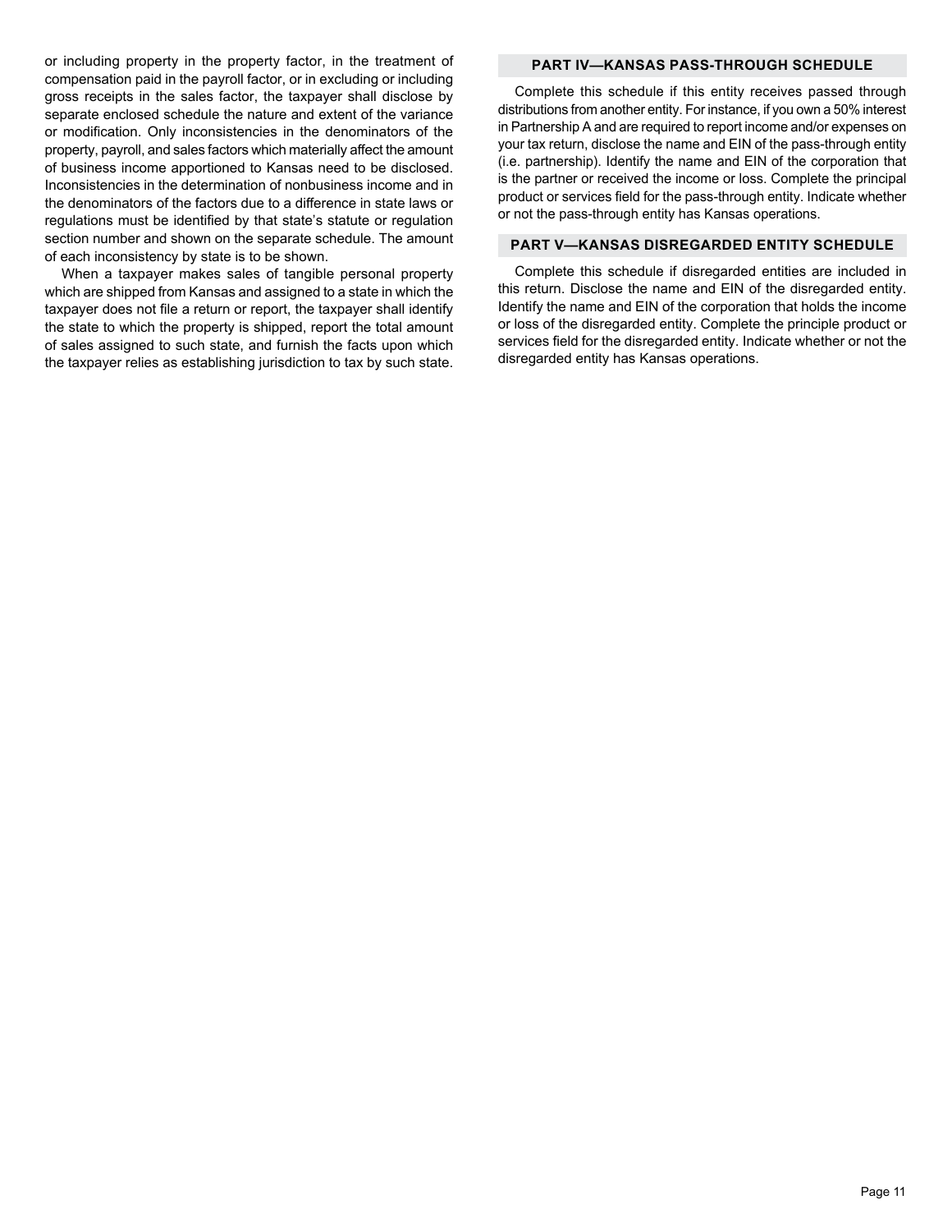or including property in the property factor, in the treatment of compensation paid in the payroll factor, or in excluding or including gross receipts in the sales factor, the taxpayer shall disclose by separate enclosed schedule the nature and extent of the variance or modification. Only inconsistencies in the denominators of the property, payroll, and sales factors which materially affect the amount of business income apportioned to Kansas need to be disclosed. Inconsistencies in the determination of nonbusiness income and in the denominators of the factors due to a difference in state laws or regulations must be identified by that state's statute or regulation section number and shown on the separate schedule. The amount of each inconsistency by state is to be shown.

When a taxpayer makes sales of tangible personal property which are shipped from Kansas and assigned to a state in which the taxpayer does not file a return or report, the taxpayer shall identify the state to which the property is shipped, report the total amount of sales assigned to such state, and furnish the facts upon which the taxpayer relies as establishing jurisdiction to tax by such state.

## PART IV—KANSAS PASS-THROUGH SCHEDULE

Complete this schedule if this entity receives passed through distributions from another entity. For instance, if you own a 50% interest in Partnership A and are required to report income and/or expenses on your tax return, disclose the name and EIN of the pass-through entity (i.e. partnership). Identify the name and EIN of the corporation that is the partner or received the income or loss. Complete the principal product or services field for the pass-through entity. Indicate whether or not the pass-through entity has Kansas operations.

## PART V—KANSAS DISREGARDED ENTITY SCHEDULE

Complete this schedule if disregarded entities are included in this return. Disclose the name and EIN of the disregarded entity. Identify the name and EIN of the corporation that holds the income or loss of the disregarded entity. Complete the principle product or services field for the disregarded entity. Indicate whether or not the disregarded entity has Kansas operations.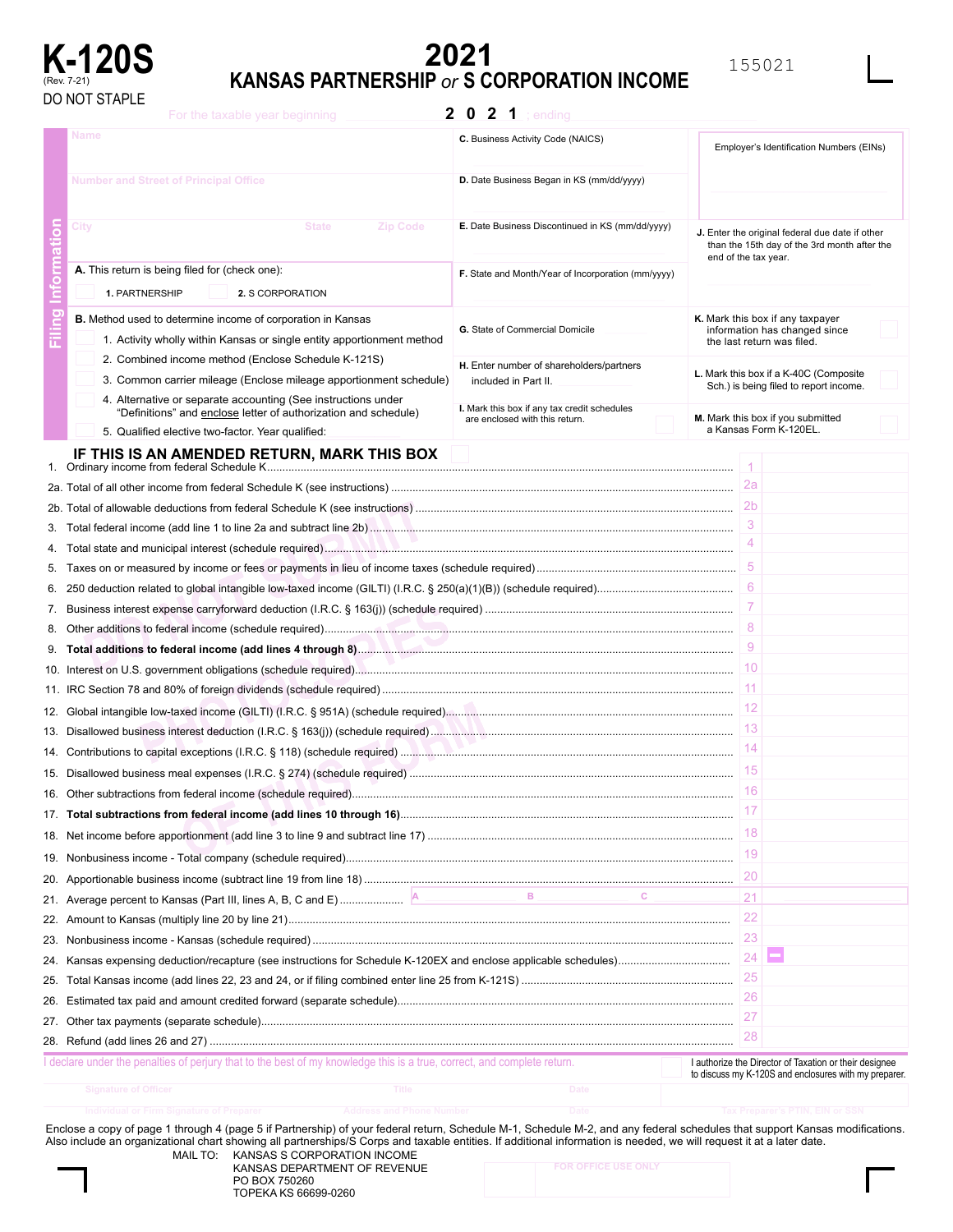# K-120S

(Rev. 7-21)

DO NOT STAPLE

# 2021

## KANSAS PARTNERSHIP *or* S CORPORATION INCOME

155021

For the taxable year beginning ______ 2 0 2 1 ; ending ______

## Filing Information

Name

Number and Street of Principal Office

City | State | Zip Code

**A.** This return is being filed for (check one):

- 1. PARTNERSHIP
- 2. S CORPORATION

**B.** Method used to determine income of corporation in Kansas

- 1. Activity wholly within Kansas or single entity apportionment method
- 2. Combined income method (Enclose Schedule K-121S)
- 3. Common carrier mileage (Enclose mileage apportionment schedule)
- 4. Alternative or separate accounting (See instructions under "Definitions" and enclose letter of authorization and schedule)
- 5. Qualified elective two-factor. Year qualified:

**C.** Business Activity Code (NAICS)

**D.** Date Business Began in KS (mm/dd/yyyy)

**E.** Date Business Discontinued in KS (mm/dd/yyyy)

**F.** State and Month/Year of Incorporation (mm/yyyy)

**G.** State of Commercial Domicile

**H.** Enter number of shareholders/partners included in Part II.

**I.** Mark this box if any tax credit schedules are enclosed with this return.

Employer's Identification Numbers (EINs)

**J.** Enter the original federal due date if other than the 15th day of the 3rd month after the end of the tax year.

**K.** Mark this box if any taxpayer information has changed since the last return was filed.

**L.** Mark this box if a K-40C (Composite Sch.) is being filed to report income.

**M.** Mark this box if you submitted a Kansas Form K-120EL.

**IF THIS IS AN AMENDED RETURN, MARK THIS BOX**

| Line | Description | No. | Amount |
|---|---|---|---|
| 1. | Ordinary income from federal Schedule K | 1 | |
| 2a. | Total of all other income from federal Schedule K (see instructions) | 2a | |
| 2b. | Total of allowable deductions from federal Schedule K (see instructions) | 2b | |
| 3. | Total federal income (add line 1 to line 2a and subtract line 2b) | 3 | |
| 4. | Total state and municipal interest (schedule required) | 4 | |
| 5. | Taxes on or measured by income or fees or payments in lieu of income taxes (schedule required) | 5 | |
| 6. | 250 deduction related to global intangible low-taxed income (GILTI) (I.R.C. § 250(a)(1)(B)) (schedule required) | 6 | |
| 7. | Business interest expense carryforward deduction (I.R.C. § 163(j)) (schedule required) | 7 | |
| 8. | Other additions to federal income (schedule required) | 8 | |
| 9. | **Total additions to federal income (add lines 4 through 8)** | 9 | |
| 10. | Interest on U.S. government obligations (schedule required) | 10 | |
| 11. | IRC Section 78 and 80% of foreign dividends (schedule required) | 11 | |
| 12. | Global intangible low-taxed income (GILTI) (I.R.C. § 951A) (schedule required) | 12 | |
| 13. | Disallowed business interest deduction (I.R.C. § 163(j)) (schedule required) | 13 | |
| 14. | Contributions to capital exceptions (I.R.C. § 118) (schedule required) | 14 | |
| 15. | Disallowed business meal expenses (I.R.C. § 274) (schedule required) | 15 | |
| 16. | Other subtractions from federal income (schedule required) | 16 | |
| 17. | **Total subtractions from federal income (add lines 10 through 16)** | 17 | |
| 18. | Net income before apportionment (add line 3 to line 9 and subtract line 17) | 18 | |
| 19. | Nonbusiness income - Total company (schedule required) | 19 | |
| 20. | Apportionable business income (subtract line 19 from line 18) | 20 | |
| 21. | Average percent to Kansas (Part III, lines A, B, C and E) — A / B / C | 21 | |
| 22. | Amount to Kansas (multiply line 20 by line 21) | 22 | |
| 23. | Nonbusiness income - Kansas (schedule required) | 23 | |
| 24. | Kansas expensing deduction/recapture (see instructions for Schedule K-120EX and enclose applicable schedules) | 24 | – |
| 25. | Total Kansas income (add lines 22, 23 and 24, or if filing combined enter line 25 from K-121S) | 25 | |
| 26. | Estimated tax paid and amount credited forward (separate schedule) | 26 | |
| 27. | Other tax payments (separate schedule) | 27 | |
| 28. | Refund (add lines 26 and 27) | 28 | |

I declare under the penalties of perjury that to the best of my knowledge this is a true, correct, and complete return.

I authorize the Director of Taxation or their designee to discuss my K-120S and enclosures with my preparer.

Signature of Officer | Title | Date

Individual or Firm Signature of Preparer | Address and Phone Number | Date | Tax Preparer's PTIN, EIN or SSN

Enclose a copy of page 1 through 4 (page 5 if Partnership) of your federal return, Schedule M-1, Schedule M-2, and any federal schedules that support Kansas modifications. Also include an organizational chart showing all partnerships/S Corps and taxable entities. If additional information is needed, we will request it at a later date.

MAIL TO: KANSAS S CORPORATION INCOME
KANSAS DEPARTMENT OF REVENUE
PO BOX 750260
TOPEKA KS 66699-0260

FOR OFFICE USE ONLY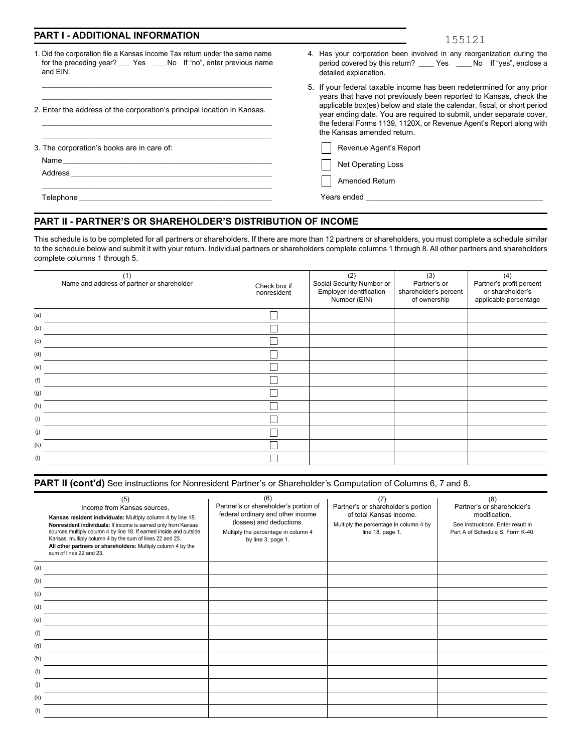155121

## PART I - ADDITIONAL INFORMATION

1. Did the corporation file a Kansas Income Tax return under the same name for the preceding year? ___ Yes ___ No If "no", enter previous name and EIN.

   ______________________________________________

   ______________________________________________

2. Enter the address of the corporation's principal location in Kansas.

   ______________________________________________

   ______________________________________________

3. The corporation's books are in care of:

   Name ______________________________________________

   Address ______________________________________________

   ______________________________________________

   Telephone ______________________________________________

4. Has your corporation been involved in any reorganization during the period covered by this return? ____ Yes ____ No If "yes", enclose a detailed explanation.

5. If your federal taxable income has been redetermined for any prior years that have not previously been reported to Kansas, check the applicable box(es) below and state the calendar, fiscal, or short period year ending date. You are required to submit, under separate cover, the federal Forms 1139, 1120X, or Revenue Agent's Report along with the Kansas amended return.

   ☐ Revenue Agent's Report

   ☐ Net Operating Loss

   ☐ Amended Return

   Years ended ______________________________________________

## PART II - PARTNER'S OR SHAREHOLDER'S DISTRIBUTION OF INCOME

This schedule is to be completed for all partners or shareholders. If there are more than 12 partners or shareholders, you must complete a schedule similar to the schedule below and submit it with your return. Individual partners or shareholders complete columns 1 through 8. All other partners and shareholders complete columns 1 through 5.

| | (1) Name and address of partner or shareholder | Check box if nonresident | (2) Social Security Number or Employer Identification Number (EIN) | (3) Partner's or shareholder's percent of ownership | (4) Partner's profit percent or shareholder's applicable percentage |
|---|---|---|---|---|---|
| (a) | | ☐ | | | |
| (b) | | ☐ | | | |
| (c) | | ☐ | | | |
| (d) | | ☐ | | | |
| (e) | | ☐ | | | |
| (f) | | ☐ | | | |
| (g) | | ☐ | | | |
| (h) | | ☐ | | | |
| (i) | | ☐ | | | |
| (j) | | ☐ | | | |
| (k) | | ☐ | | | |
| (l) | | ☐ | | | |

**PART II (cont'd)** See instructions for Nonresident Partner's or Shareholder's Computation of Columns 6, 7 and 8.

| | (5) Income from Kansas sources. **Kansas resident individuals:** Multiply column 4 by line 18. **Nonresident individuals:** If income is earned only from Kansas sources multiply column 4 by line 18. If earned inside and outside Kansas, multiply column 4 by the sum of lines 22 and 23. **All other partners or shareholders:** Multiply column 4 by the sum of lines 22 and 23. | (6) Partner's or shareholder's portion of federal ordinary and other income (losses) and deductions. Multiply the percentage in column 4 by line 3, page 1. | (7) Partner's or shareholder's portion of total Kansas income. Multiply the percentage in column 4 by line 18, page 1. | (8) Partner's or shareholder's modification. See instructions. Enter result in Part A of Schedule S, Form K-40. |
|---|---|---|---|---|
| (a) | | | | |
| (b) | | | | |
| (c) | | | | |
| (d) | | | | |
| (e) | | | | |
| (f) | | | | |
| (g) | | | | |
| (h) | | | | |
| (i) | | | | |
| (j) | | | | |
| (k) | | | | |
| (l) | | | | |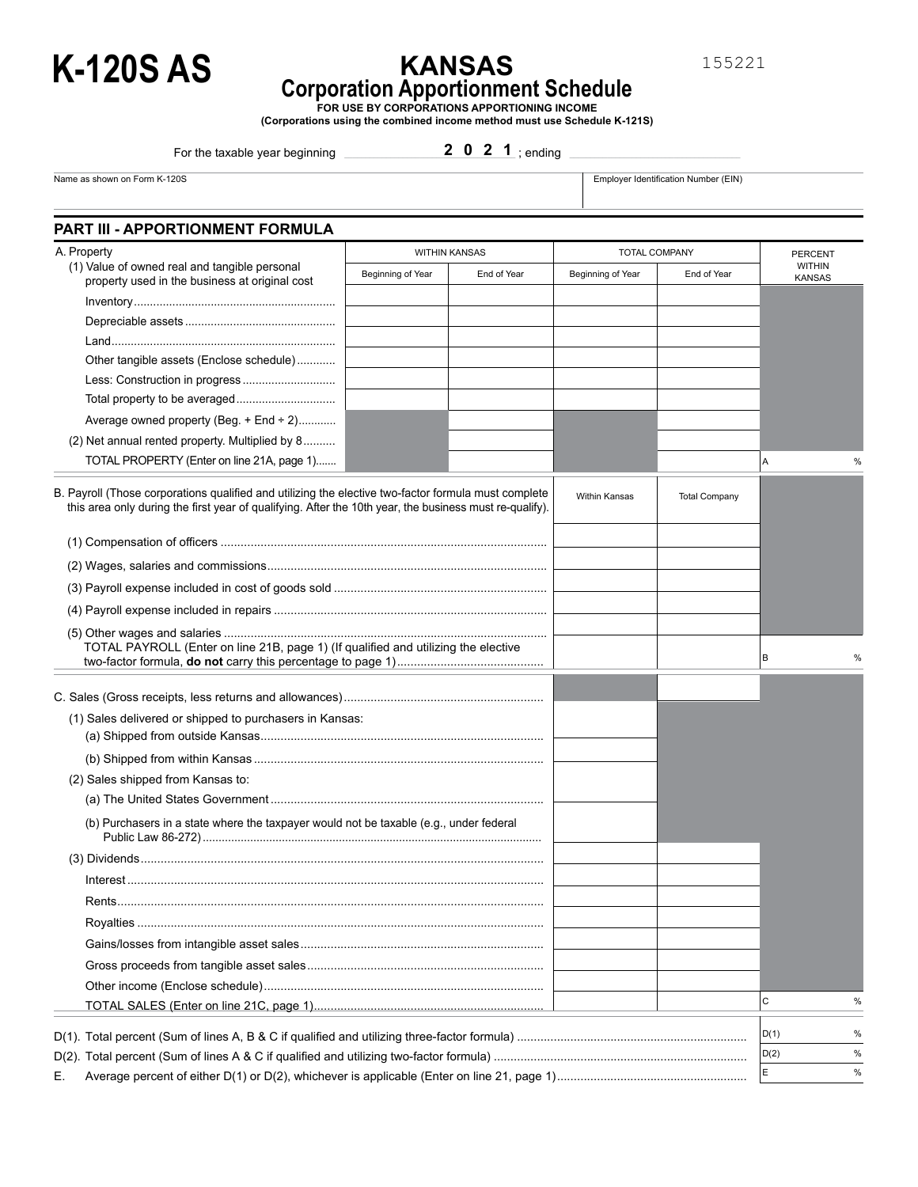# K-120S AS

## KANSAS
## Corporation Apportionment Schedule

**FOR USE BY CORPORATIONS APPORTIONING INCOME**
**(Corporations using the combined income method must use Schedule K-121S)**

155221

For the taxable year beginning ______ **2 0 2 1** ; ending ______

| Name as shown on Form K-120S | Employer Identification Number (EIN) |
|---|---|
| | |

## PART III - APPORTIONMENT FORMULA

| A. Property | WITHIN KANSAS | | TOTAL COMPANY | | PERCENT WITHIN KANSAS |
|---|---|---|---|---|---|
| (1) Value of owned real and tangible personal property used in the business at original cost | Beginning of Year | End of Year | Beginning of Year | End of Year | |
| Inventory | | | | | |
| Depreciable assets | | | | | |
| Land | | | | | |
| Other tangible assets (Enclose schedule) | | | | | |
| Less: Construction in progress | | | | | |
| Total property to be averaged | | | | | |
| Average owned property (Beg. + End ÷ 2) | | | | | |
| (2) Net annual rented property. Multiplied by 8 | | | | | |
| TOTAL PROPERTY (Enter on line 21A, page 1) | | | | | A % |

| B. Payroll (Those corporations qualified and utilizing the elective two-factor formula must complete this area only during the first year of qualifying. After the 10th year, the business must re-qualify). | Within Kansas | Total Company | |
|---|---|---|---|
| (1) Compensation of officers | | | |
| (2) Wages, salaries and commissions | | | |
| (3) Payroll expense included in cost of goods sold | | | |
| (4) Payroll expense included in repairs | | | |
| (5) Other wages and salaries | | | |
| TOTAL PAYROLL (Enter on line 21B, page 1) (If qualified and utilizing the elective two-factor formula, **do not** carry this percentage to page 1) | | | B % |

| C. Sales (Gross receipts, less returns and allowances) | Within Kansas | Total Company | |
|---|---|---|---|
| (1) Sales delivered or shipped to purchasers in Kansas: | | | |
| (a) Shipped from outside Kansas | | | |
| (b) Shipped from within Kansas | | | |
| (2) Sales shipped from Kansas to: | | | |
| (a) The United States Government | | | |
| (b) Purchasers in a state where the taxpayer would not be taxable (e.g., under federal Public Law 86-272) | | | |
| (3) Dividends | | | |
| Interest | | | |
| Rents | | | |
| Royalties | | | |
| Gains/losses from intangible asset sales | | | |
| Gross proceeds from tangible asset sales | | | |
| Other income (Enclose schedule) | | | |
| TOTAL SALES (Enter on line 21C, page 1) | | | C % |

| | |
|---|---|
| D(1). Total percent (Sum of lines A, B & C if qualified and utilizing three-factor formula) | D(1) % |
| D(2). Total percent (Sum of lines A & C if qualified and utilizing two-factor formula) | D(2) % |
| E. Average percent of either D(1) or D(2), whichever is applicable (Enter on line 21, page 1) | E % |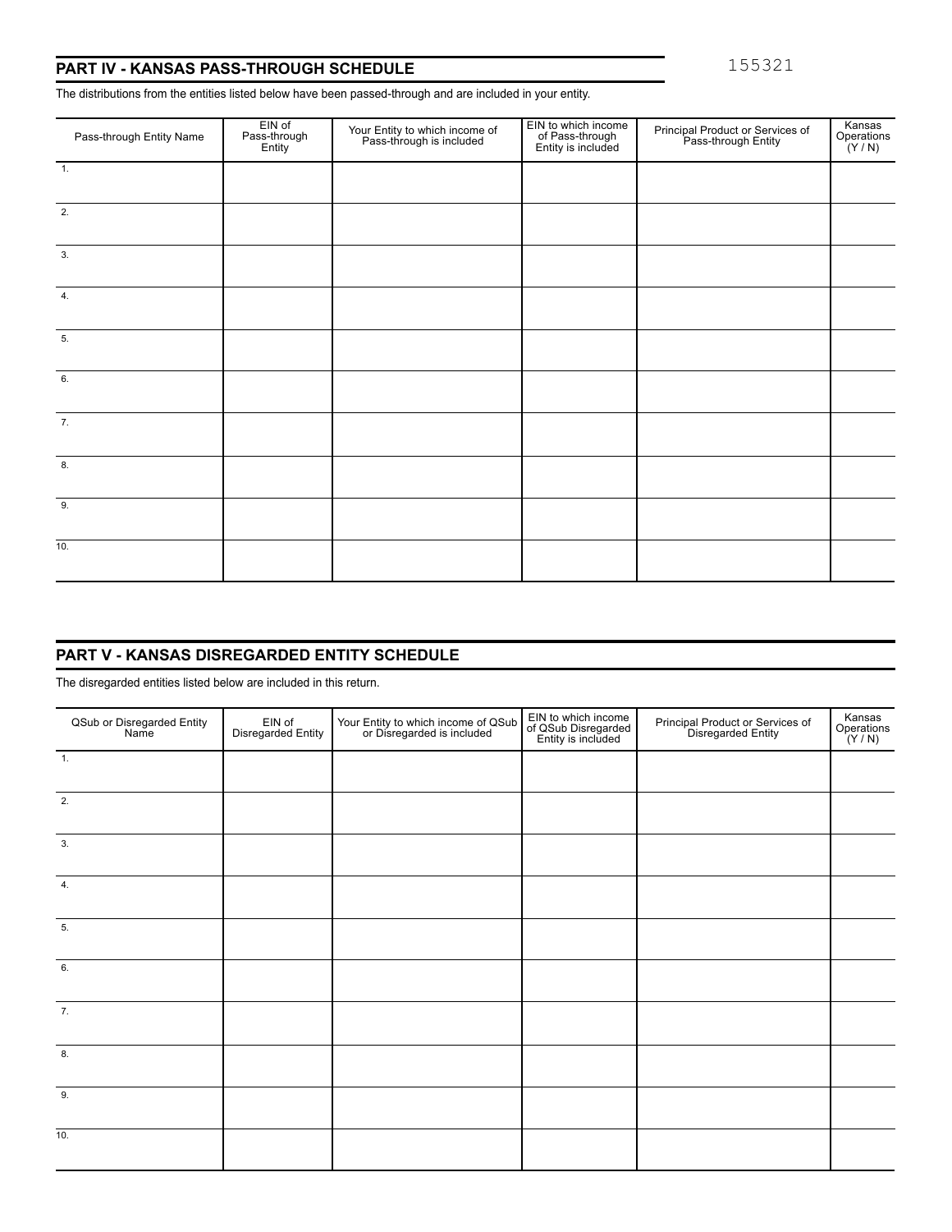155321

## PART IV - KANSAS PASS-THROUGH SCHEDULE

The distributions from the entities listed below have been passed-through and are included in your entity.

| Pass-through Entity Name | EIN of Pass-through Entity | Your Entity to which income of Pass-through is included | EIN to which income of Pass-through Entity is included | Principal Product or Services of Pass-through Entity | Kansas Operations (Y / N) |
|---|---|---|---|---|---|
| 1. | | | | | |
| 2. | | | | | |
| 3. | | | | | |
| 4. | | | | | |
| 5. | | | | | |
| 6. | | | | | |
| 7. | | | | | |
| 8. | | | | | |
| 9. | | | | | |
| 10. | | | | | |

## PART V - KANSAS DISREGARDED ENTITY SCHEDULE

The disregarded entities listed below are included in this return.

| QSub or Disregarded Entity Name | EIN of Disregarded Entity | Your Entity to which income of QSub or Disregarded is included | EIN to which income of QSub Disregarded Entity is included | Principal Product or Services of Disregarded Entity | Kansas Operations (Y / N) |
|---|---|---|---|---|---|
| 1. | | | | | |
| 2. | | | | | |
| 3. | | | | | |
| 4. | | | | | |
| 5. | | | | | |
| 6. | | | | | |
| 7. | | | | | |
| 8. | | | | | |
| 9. | | | | | |
| 10. | | | | | |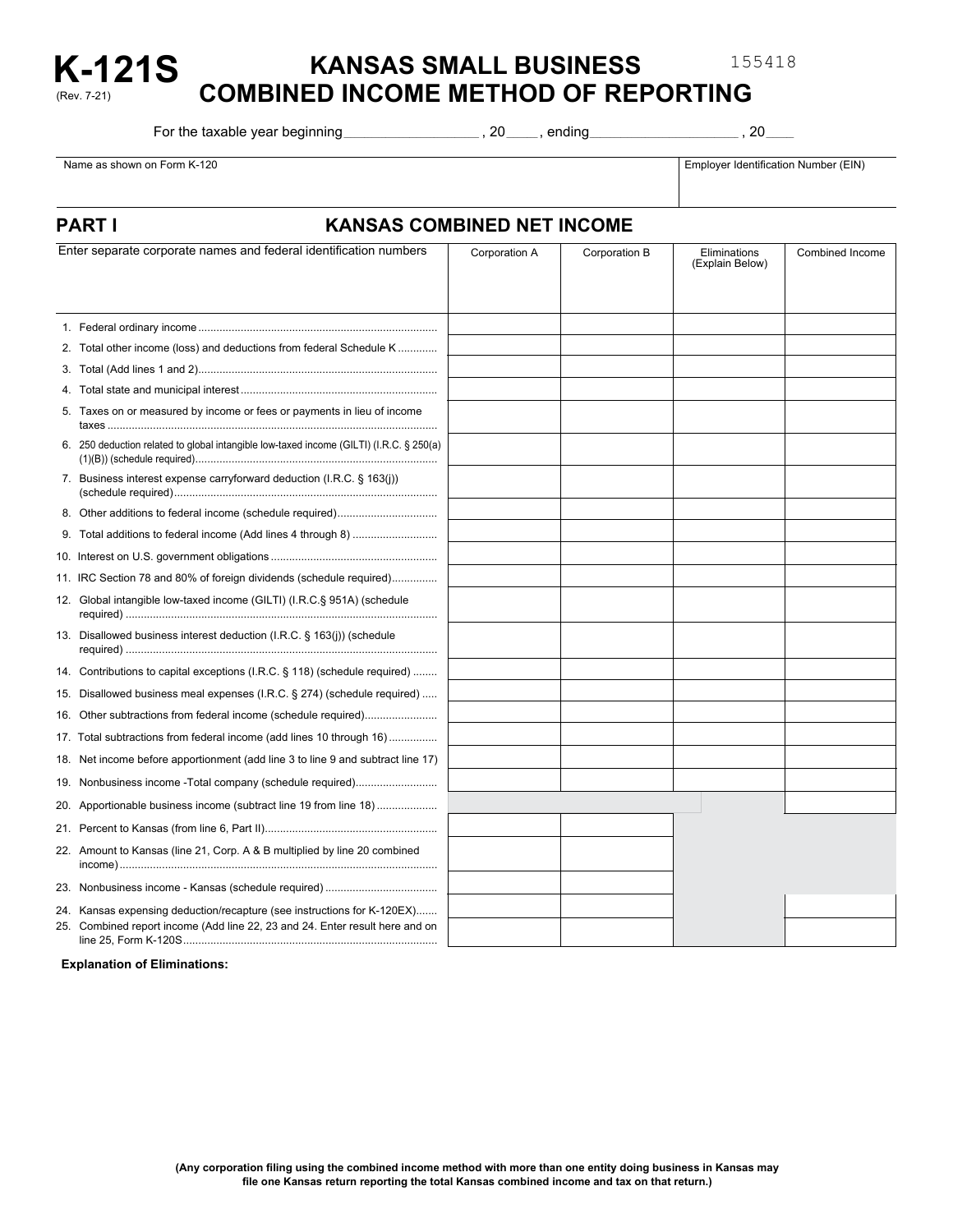# K-121S

(Rev. 7-21)

## KANSAS SMALL BUSINESS COMBINED INCOME METHOD OF REPORTING

155418

For the taxable year beginning \_\_\_\_\_\_\_\_\_\_\_\_\_\_\_\_\_ , 20\_\_\_\_ , ending \_\_\_\_\_\_\_\_\_\_\_\_\_\_\_\_\_\_\_ , 20\_\_\_\_

| Name as shown on Form K-120 | Employer Identification Number (EIN) |
|---|---|
| | |

## PART I KANSAS COMBINED NET INCOME

| Enter separate corporate names and federal identification numbers | Corporation A | Corporation B | Eliminations (Explain Below) | Combined Income |
|---|---|---|---|---|
| 1. Federal ordinary income | | | | |
| 2. Total other income (loss) and deductions from federal Schedule K | | | | |
| 3. Total (Add lines 1 and 2) | | | | |
| 4. Total state and municipal interest | | | | |
| 5. Taxes on or measured by income or fees or payments in lieu of income taxes | | | | |
| 6. 250 deduction related to global intangible low-taxed income (GILTI) (I.R.C. § 250(a)(1)(B)) (schedule required) | | | | |
| 7. Business interest expense carryforward deduction (I.R.C. § 163(j)) (schedule required) | | | | |
| 8. Other additions to federal income (schedule required) | | | | |
| 9. Total additions to federal income (Add lines 4 through 8) | | | | |
| 10. Interest on U.S. government obligations | | | | |
| 11. IRC Section 78 and 80% of foreign dividends (schedule required) | | | | |
| 12. Global intangible low-taxed income (GILTI) (I.R.C.§ 951A) (schedule required) | | | | |
| 13. Disallowed business interest deduction (I.R.C. § 163(j)) (schedule required) | | | | |
| 14. Contributions to capital exceptions (I.R.C. § 118) (schedule required) | | | | |
| 15. Disallowed business meal expenses (I.R.C. § 274) (schedule required) | | | | |
| 16. Other subtractions from federal income (schedule required) | | | | |
| 17. Total subtractions from federal income (add lines 10 through 16) | | | | |
| 18. Net income before apportionment (add line 3 to line 9 and subtract line 17) | | | | |
| 19. Nonbusiness income -Total company (schedule required) | | | | |
| 20. Apportionable business income (subtract line 19 from line 18) | | | | |
| 21. Percent to Kansas (from line 6, Part II) | | | | |
| 22. Amount to Kansas (line 21, Corp. A & B multiplied by line 20 combined income) | | | | |
| 23. Nonbusiness income - Kansas (schedule required) | | | | |
| 24. Kansas expensing deduction/recapture (see instructions for K-120EX) | | | | |
| 25. Combined report income (Add line 22, 23 and 24. Enter result here and on line 25, Form K-120S | | | | |

**Explanation of Eliminations:**

**(Any corporation filing using the combined income method with more than one entity doing business in Kansas may file one Kansas return reporting the total Kansas combined income and tax on that return.)**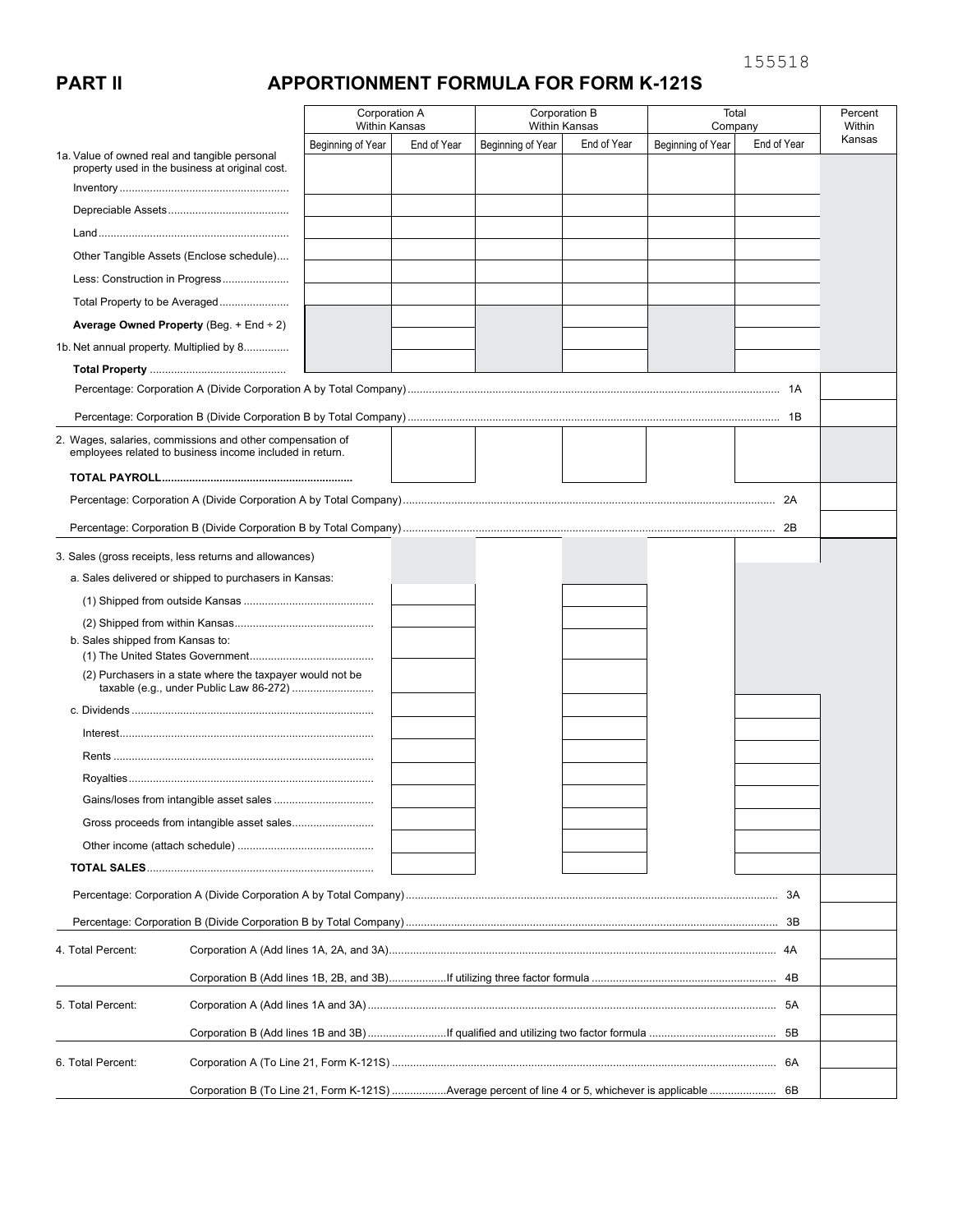155518

## PART II APPORTIONMENT FORMULA FOR FORM K-121S

| | Corporation A Within Kansas | | Corporation B Within Kansas | | Total Company | | Percent Within Kansas |
|---|---|---|---|---|---|---|---|
| | Beginning of Year | End of Year | Beginning of Year | End of Year | Beginning of Year | End of Year | |
| 1a. Value of owned real and tangible personal property used in the business at original cost. | | | | | | | |
| Inventory | | | | | | | |
| Depreciable Assets | | | | | | | |
| Land | | | | | | | |
| Other Tangible Assets (Enclose schedule) | | | | | | | |
| Less: Construction in Progress | | | | | | | |
| Total Property to be Averaged | | | | | | | |
| **Average Owned Property** (Beg. + End ÷ 2) | | | | | | | |
| 1b. Net annual property. Multiplied by 8 | | | | | | | |
| **Total Property** | | | | | | | |
| Percentage: Corporation A (Divide Corporation A by Total Company) | | | | | | 1A | |
| Percentage: Corporation B (Divide Corporation B by Total Company) | | | | | | 1B | |
| 2. Wages, salaries, commissions and other compensation of employees related to business income included in return. | | | | | | | |
| **TOTAL PAYROLL** | | | | | | | |
| Percentage: Corporation A (Divide Corporation A by Total Company) | | | | | | 2A | |
| Percentage: Corporation B (Divide Corporation B by Total Company) | | | | | | 2B | |
| 3. Sales (gross receipts, less returns and allowances) | | | | | | | |
| a. Sales delivered or shipped to purchasers in Kansas: | | | | | | | |
| (1) Shipped from outside Kansas | | | | | | | |
| (2) Shipped from within Kansas | | | | | | | |
| b. Sales shipped from Kansas to: (1) The United States Government | | | | | | | |
| (2) Purchasers in a state where the taxpayer would not be taxable (e.g., under Public Law 86-272) | | | | | | | |
| c. Dividends | | | | | | | |
| Interest | | | | | | | |
| Rents | | | | | | | |
| Royalties | | | | | | | |
| Gains/loses from intangible asset sales | | | | | | | |
| Gross proceeds from intangible asset sales | | | | | | | |
| Other income (attach schedule) | | | | | | | |
| **TOTAL SALES** | | | | | | | |
| Percentage: Corporation A (Divide Corporation A by Total Company) | | | | | | 3A | |
| Percentage: Corporation B (Divide Corporation B by Total Company) | | | | | | 3B | |

| | | | |
|---|---|---|---|
| 4. Total Percent: | Corporation A (Add lines 1A, 2A, and 3A) | 4A | |
| | Corporation B (Add lines 1B, 2B, and 3B) ...If utilizing three factor formula | 4B | |
| 5. Total Percent: | Corporation A (Add lines 1A and 3A) | 5A | |
| | Corporation B (Add lines 1B and 3B) ...If qualified and utilizing two factor formula | 5B | |
| 6. Total Percent: | Corporation A (To Line 21, Form K-121S) | 6A | |
| | Corporation B (To Line 21, Form K-121S) ...Average percent of line 4 or 5, whichever is applicable | 6B | |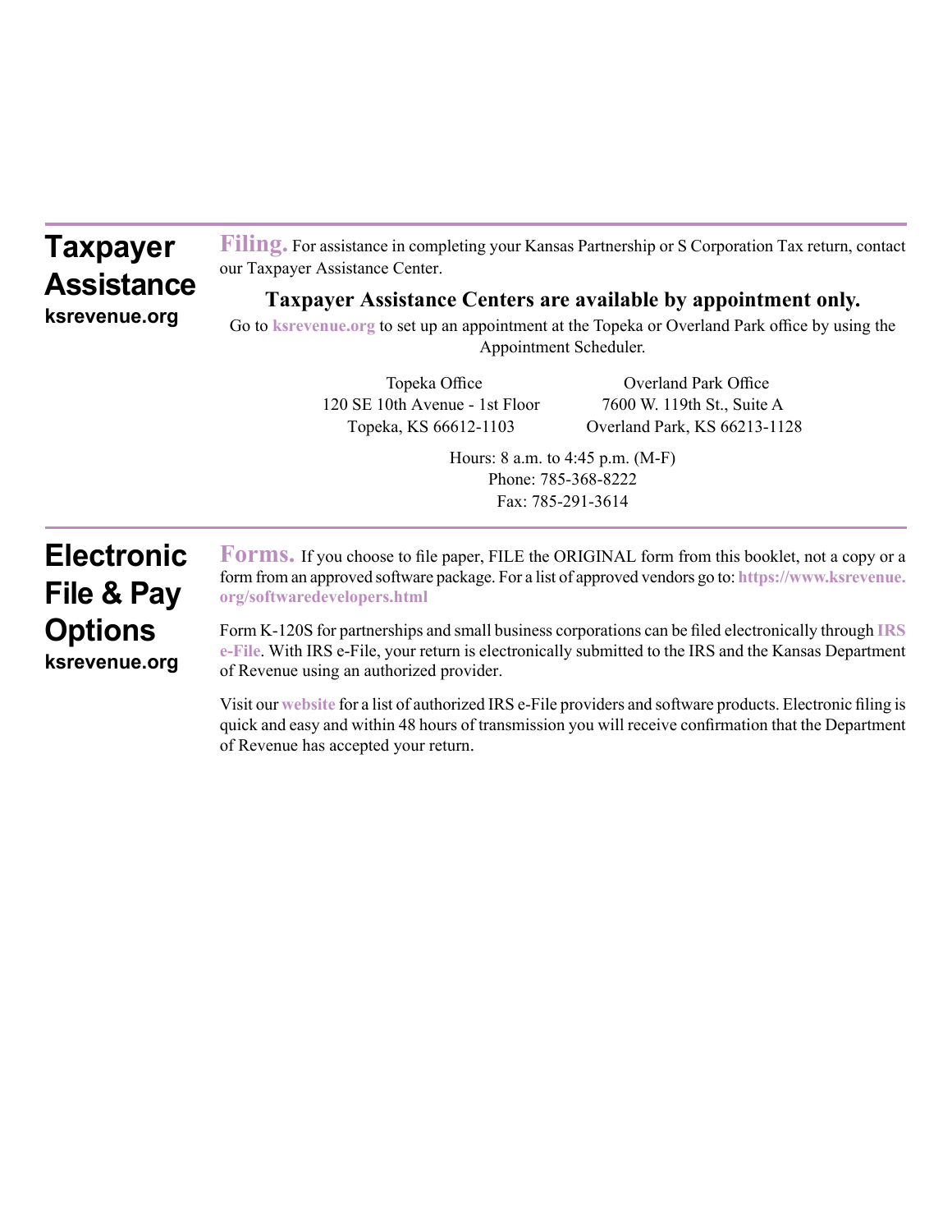## Taxpayer Assistance

**ksrevenue.org**

**Filing.** For assistance in completing your Kansas Partnership or S Corporation Tax return, contact our Taxpayer Assistance Center.

**Taxpayer Assistance Centers are available by appointment only.**

Go to **ksrevenue.org** to set up an appointment at the Topeka or Overland Park office by using the Appointment Scheduler.

| Topeka Office | Overland Park Office |
|---|---|
| 120 SE 10th Avenue - 1st Floor | 7600 W. 119th St., Suite A |
| Topeka, KS 66612-1103 | Overland Park, KS 66213-1128 |

Hours: 8 a.m. to 4:45 p.m. (M-F)
Phone: 785-368-8222
Fax: 785-291-3614

## Electronic File & Pay Options

**ksrevenue.org**

**Forms.** If you choose to file paper, FILE the ORIGINAL form from this booklet, not a copy or a form from an approved software package. For a list of approved vendors go to: **https://www.ksrevenue.org/softwaredevelopers.html**

Form K-120S for partnerships and small business corporations can be filed electronically through **IRS e-File**. With IRS e-File, your return is electronically submitted to the IRS and the Kansas Department of Revenue using an authorized provider.

Visit our **website** for a list of authorized IRS e-File providers and software products. Electronic filing is quick and easy and within 48 hours of transmission you will receive confirmation that the Department of Revenue has accepted your return.